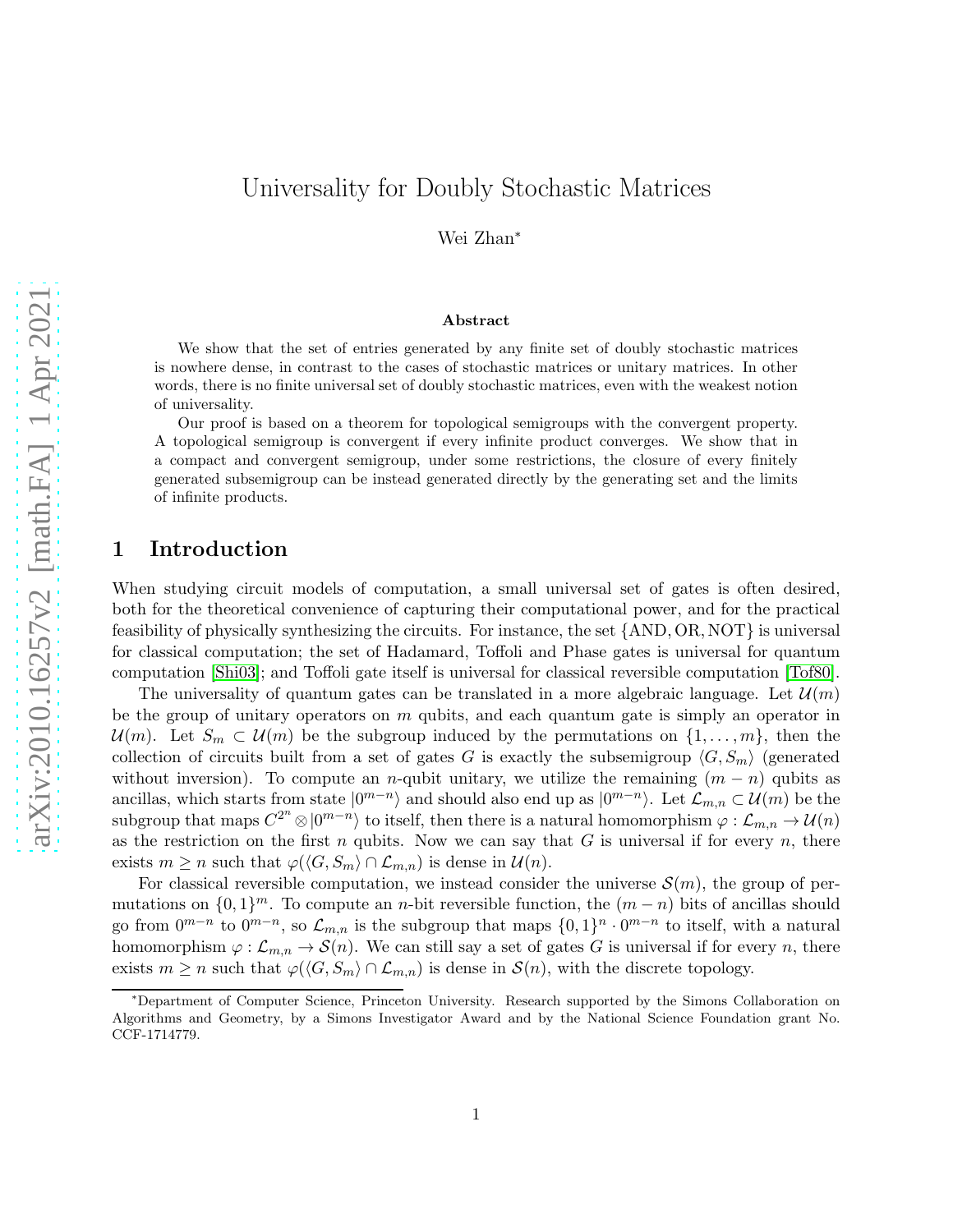# Universality for Doubly Stochastic Matrices

Wei Zhan*

### Abstract

We show that the set of entries generated by any finite set of doubly stochastic matrices is nowhere dense, in contrast to the cases of stochastic matrices or unitary matrices. In other words, there is no finite universal set of doubly stochastic matrices, even with the weakest notion of universality.

Our proof is based on a theorem for topological semigroups with the convergent property. A topological semigroup is convergent if every infinite product converges. We show that in a compact and convergent semigroup, under some restrictions, the closure of every finitely generated subsemigroup can be instead generated directly by the generating set and the limits of infinite products.

## 1 Introduction

When studying circuit models of computation, a small universal set of gates is often desired, both for the theoretical convenience of capturing their computational power, and for the practical feasibility of physically synthesizing the circuits. For instance, the set $\{\text{AND}, \text{OR}, \text{NOT}\}$ is universal for classical computation; the set of Hadamard, Toffoli and Phase gates is universal for quantum computation [Shi03]; and Toffoli gate itself is universal for classical reversible computation [Tof80].

The universality of quantum gates can be translated in a more algebraic language. Let $\mathcal{U}(m)$ be the group of unitary operators on $m$ qubits, and each quantum gate is simply an operator in $\mathcal{U}(m)$. Let $S_m \subset \mathcal{U}(m)$ be the subgroup induced by the permutations on $\{1, \ldots, m\}$, then the collection of circuits built from a set of gates $G$ is exactly the subsemigroup $\langle G, S_m \rangle$ (generated without inversion). To compute an $n$-qubit unitary, we utilize the remaining $(m-n)$ qubits as ancillas, which starts from state $|0^{m-n}\rangle$ and should also end up as $|0^{m-n}\rangle$. Let $\mathcal{L}_{m,n} \subset \mathcal{U}(m)$ be the subgroup that maps $C^{2^n} \otimes |0^{m-n}\rangle$ to itself, then there is a natural homomorphism $\varphi : \mathcal{L}_{m,n} \to \mathcal{U}(n)$ as the restriction on the first $n$ qubits. Now we can say that $G$ is universal if for every $n$, there exists $m \geq n$ such that $\varphi(\langle G, S_m \rangle \cap \mathcal{L}_{m,n})$ is dense in $\mathcal{U}(n)$.

For classical reversible computation, we instead consider the universe $\mathcal{S}(m)$, the group of permutations on $\{0,1\}^m$. To compute an $n$-bit reversible function, the $(m-n)$ bits of ancillas should go from $0^{m-n}$ to $0^{m-n}$, so $\mathcal{L}_{m,n}$ is the subgroup that maps $\{0,1\}^n \cdot 0^{m-n}$ to itself, with a natural homomorphism $\varphi : \mathcal{L}_{m,n} \to \mathcal{S}(n)$. We can still say a set of gates $G$ is universal if for every $n$, there exists $m \geq n$ such that $\varphi(\langle G, S_m \rangle \cap \mathcal{L}_{m,n})$ is dense in $\mathcal{S}(n)$, with the discrete topology.

---

*Department of Computer Science, Princeton University. Research supported by the Simons Collaboration on Algorithms and Geometry, by a Simons Investigator Award and by the National Science Foundation grant No. CCF-1714779.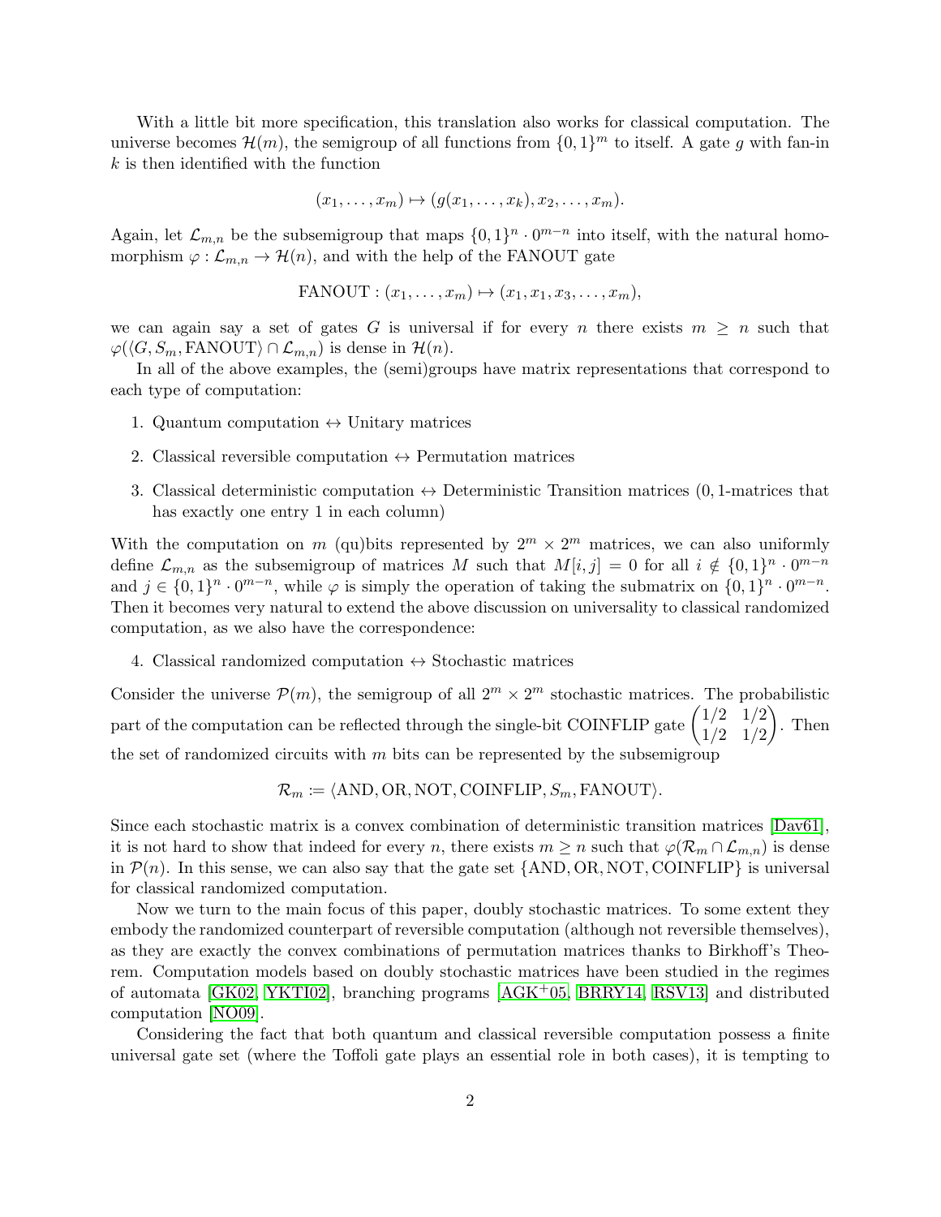With a little bit more specification, this translation also works for classical computation. The universe becomes $\mathcal{H}(m)$, the semigroup of all functions from $\{0,1\}^m$ to itself. A gate $g$ with fan-in $k$ is then identified with the function

$$(x_1, \ldots, x_m) \mapsto (g(x_1, \ldots, x_k), x_2, \ldots, x_m).$$

Again, let $\mathcal{L}_{m,n}$ be the subsemigroup that maps $\{0,1\}^n \cdot 0^{m-n}$ into itself, with the natural homomorphism $\varphi : \mathcal{L}_{m,n} \to \mathcal{H}(n)$, and with the help of the FANOUT gate

$$\text{FANOUT} : (x_1, \ldots, x_m) \mapsto (x_1, x_1, x_3, \ldots, x_m),$$

we can again say a set of gates $G$ is universal if for every $n$ there exists $m \geq n$ such that $\varphi(\langle G, S_m, \text{FANOUT}\rangle \cap \mathcal{L}_{m,n})$ is dense in $\mathcal{H}(n)$.

In all of the above examples, the (semi)groups have matrix representations that correspond to each type of computation:

1. Quantum computation $\leftrightarrow$ Unitary matrices
2. Classical reversible computation $\leftrightarrow$ Permutation matrices
3. Classical deterministic computation $\leftrightarrow$ Deterministic Transition matrices (0, 1-matrices that has exactly one entry 1 in each column)

With the computation on $m$ (qu)bits represented by $2^m \times 2^m$ matrices, we can also uniformly define $\mathcal{L}_{m,n}$ as the subsemigroup of matrices $M$ such that $M[i,j] = 0$ for all $i \notin \{0,1\}^n \cdot 0^{m-n}$ and $j \in \{0,1\}^n \cdot 0^{m-n}$, while $\varphi$ is simply the operation of taking the submatrix on $\{0,1\}^n \cdot 0^{m-n}$. Then it becomes very natural to extend the above discussion on universality to classical randomized computation, as we also have the correspondence:

4. Classical randomized computation $\leftrightarrow$ Stochastic matrices

Consider the universe $\mathcal{P}(m)$, the semigroup of all $2^m \times 2^m$ stochastic matrices. The probabilistic part of the computation can be reflected through the single-bit COINFLIP gate $\begin{pmatrix} 1/2 & 1/2 \\ 1/2 & 1/2 \end{pmatrix}$. Then the set of randomized circuits with $m$ bits can be represented by the subsemigroup

$$\mathcal{R}_m := \langle \text{AND}, \text{OR}, \text{NOT}, \text{COINFLIP}, S_m, \text{FANOUT}\rangle.$$

Since each stochastic matrix is a convex combination of deterministic transition matrices [Dav61], it is not hard to show that indeed for every $n$, there exists $m \geq n$ such that $\varphi(\mathcal{R}_m \cap \mathcal{L}_{m,n})$ is dense in $\mathcal{P}(n)$. In this sense, we can also say that the gate set $\{\text{AND}, \text{OR}, \text{NOT}, \text{COINFLIP}\}$ is universal for classical randomized computation.

Now we turn to the main focus of this paper, doubly stochastic matrices. To some extent they embody the randomized counterpart of reversible computation (although not reversible themselves), as they are exactly the convex combinations of permutation matrices thanks to Birkhoff's Theorem. Computation models based on doubly stochastic matrices have been studied in the regimes of automata [GK02, YKTI02], branching programs [AGK+05, BRRY14, RSV13] and distributed computation [NO09].

Considering the fact that both quantum and classical reversible computation possess a finite universal gate set (where the Toffoli gate plays an essential role in both cases), it is tempting to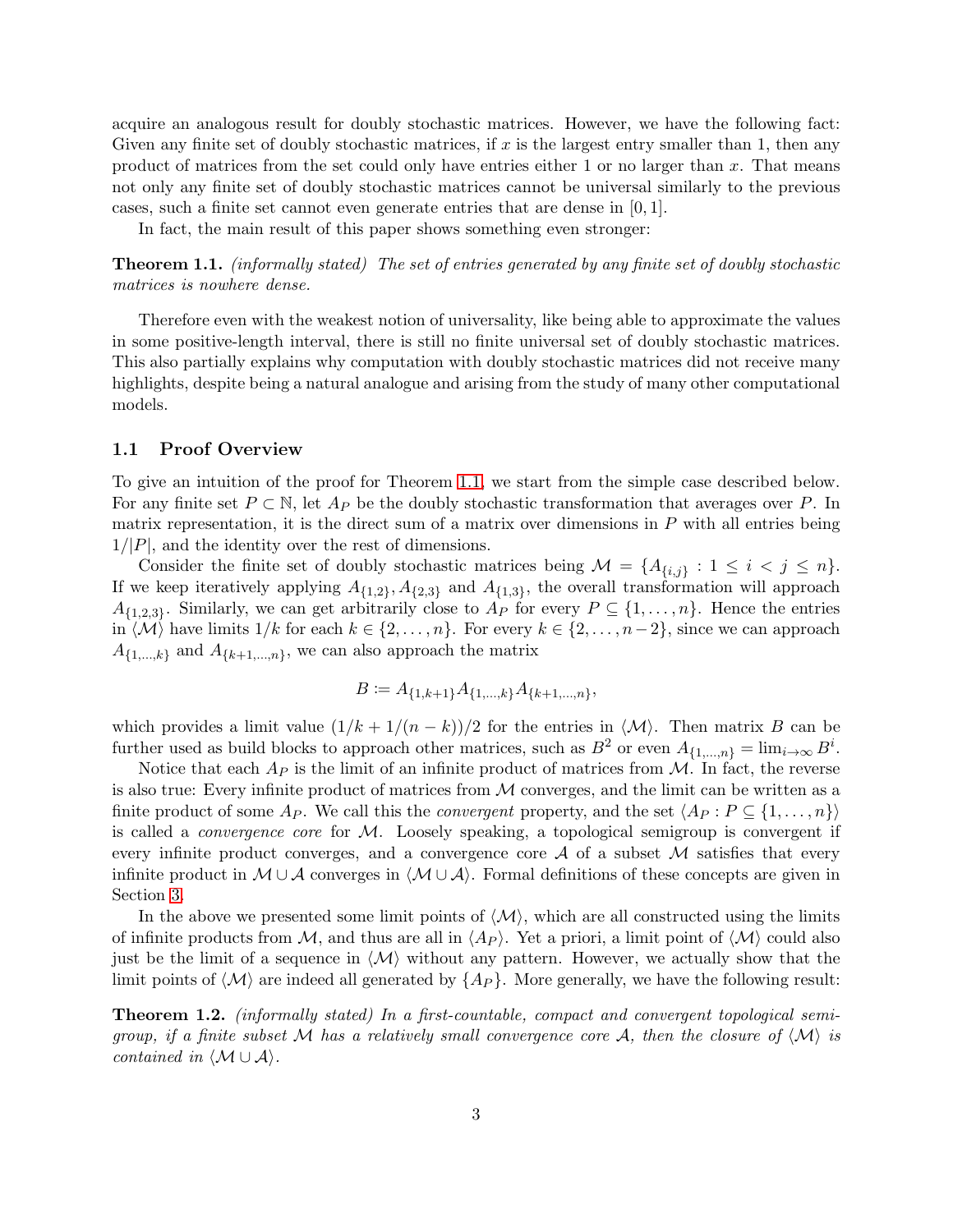acquire an analogous result for doubly stochastic matrices. However, we have the following fact: Given any finite set of doubly stochastic matrices, if $x$ is the largest entry smaller than 1, then any product of matrices from the set could only have entries either 1 or no larger than $x$. That means not only any finite set of doubly stochastic matrices cannot be universal similarly to the previous cases, such a finite set cannot even generate entries that are dense in $[0, 1]$.

In fact, the main result of this paper shows something even stronger:

**Theorem 1.1.** *(informally stated) The set of entries generated by any finite set of doubly stochastic matrices is nowhere dense.*

Therefore even with the weakest notion of universality, like being able to approximate the values in some positive-length interval, there is still no finite universal set of doubly stochastic matrices. This also partially explains why computation with doubly stochastic matrices did not receive many highlights, despite being a natural analogue and arising from the study of many other computational models.

### 1.1 Proof Overview

To give an intuition of the proof for Theorem 1.1, we start from the simple case described below. For any finite set $P \subset \mathbb{N}$, let $A_P$ be the doubly stochastic transformation that averages over $P$. In matrix representation, it is the direct sum of a matrix over dimensions in $P$ with all entries being $1/|P|$, and the identity over the rest of dimensions.

Consider the finite set of doubly stochastic matrices being $\mathcal{M} = \{A_{\{i,j\}} : 1 \leq i < j \leq n\}$. If we keep iteratively applying $A_{\{1,2\}}, A_{\{2,3\}}$ and $A_{\{1,3\}}$, the overall transformation will approach $A_{\{1,2,3\}}$. Similarly, we can get arbitrarily close to $A_P$ for every $P \subseteq \{1, \dots, n\}$. Hence the entries in $\langle \mathcal{M} \rangle$ have limits $1/k$ for each $k \in \{2, \dots, n\}$. For every $k \in \{2, \dots, n-2\}$, since we can approach $A_{\{1,\dots,k\}}$ and $A_{\{k+1,\dots,n\}}$, we can also approach the matrix

$$B \coloneqq A_{\{1,k+1\}} A_{\{1,\dots,k\}} A_{\{k+1,\dots,n\}},$$

which provides a limit value $(1/k + 1/(n-k))/2$ for the entries in $\langle \mathcal{M} \rangle$. Then matrix $B$ can be further used as build blocks to approach other matrices, such as $B^2$ or even $A_{\{1,\dots,n\}} = \lim_{i \to \infty} B^i$.

Notice that each $A_P$ is the limit of an infinite product of matrices from $\mathcal{M}$. In fact, the reverse is also true: Every infinite product of matrices from $\mathcal{M}$ converges, and the limit can be written as a finite product of some $A_P$. We call this the *convergent* property, and the set $\langle A_P : P \subseteq \{1, \dots, n\} \rangle$ is called a *convergence core* for $\mathcal{M}$. Loosely speaking, a topological semigroup is convergent if every infinite product converges, and a convergence core $\mathcal{A}$ of a subset $\mathcal{M}$ satisfies that every infinite product in $\mathcal{M} \cup \mathcal{A}$ converges in $\langle \mathcal{M} \cup \mathcal{A} \rangle$. Formal definitions of these concepts are given in Section 3.

In the above we presented some limit points of $\langle \mathcal{M} \rangle$, which are all constructed using the limits of infinite products from $\mathcal{M}$, and thus are all in $\langle A_P \rangle$. Yet a priori, a limit point of $\langle \mathcal{M} \rangle$ could also just be the limit of a sequence in $\langle \mathcal{M} \rangle$ without any pattern. However, we actually show that the limit points of $\langle \mathcal{M} \rangle$ are indeed all generated by $\{A_P\}$. More generally, we have the following result:

**Theorem 1.2.** *(informally stated) In a first-countable, compact and convergent topological semigroup, if a finite subset $\mathcal{M}$ has a relatively small convergence core $\mathcal{A}$, then the closure of $\langle \mathcal{M} \rangle$ is contained in $\langle \mathcal{M} \cup \mathcal{A} \rangle$.*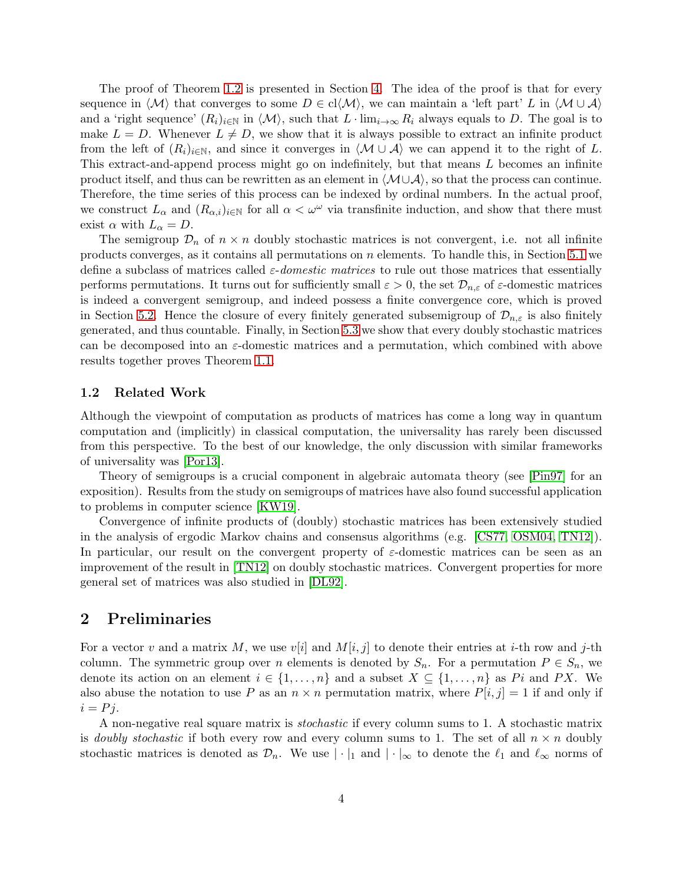The proof of Theorem 1.2 is presented in Section 4. The idea of the proof is that for every sequence in $\langle \mathcal{M} \rangle$ that converges to some $D \in \mathrm{cl}\langle \mathcal{M} \rangle$, we can maintain a 'left part' $L$ in $\langle \mathcal{M} \cup \mathcal{A} \rangle$ and a 'right sequence' $(R_i)_{i \in \mathbb{N}}$ in $\langle \mathcal{M} \rangle$, such that $L \cdot \lim_{i \to \infty} R_i$ always equals to $D$. The goal is to make $L = D$. Whenever $L \neq D$, we show that it is always possible to extract an infinite product from the left of $(R_i)_{i \in \mathbb{N}}$, and since it converges in $\langle \mathcal{M} \cup \mathcal{A} \rangle$ we can append it to the right of $L$. This extract-and-append process might go on indefinitely, but that means $L$ becomes an infinite product itself, and thus can be rewritten as an element in $\langle \mathcal{M} \cup \mathcal{A} \rangle$, so that the process can continue. Therefore, the time series of this process can be indexed by ordinal numbers. In the actual proof, we construct $L_\alpha$ and $(R_{\alpha,i})_{i \in \mathbb{N}}$ for all $\alpha < \omega^\omega$ via transfinite induction, and show that there must exist $\alpha$ with $L_\alpha = D$.

The semigroup $\mathcal{D}_n$ of $n \times n$ doubly stochastic matrices is not convergent, i.e. not all infinite products converges, as it contains all permutations on $n$ elements. To handle this, in Section 5.1 we define a subclass of matrices called *$\varepsilon$-domestic matrices* to rule out those matrices that essentially performs permutations. It turns out for sufficiently small $\varepsilon > 0$, the set $\mathcal{D}_{n,\varepsilon}$ of $\varepsilon$-domestic matrices is indeed a convergent semigroup, and indeed possess a finite convergence core, which is proved in Section 5.2. Hence the closure of every finitely generated subsemigroup of $\mathcal{D}_{n,\varepsilon}$ is also finitely generated, and thus countable. Finally, in Section 5.3 we show that every doubly stochastic matrices can be decomposed into an $\varepsilon$-domestic matrices and a permutation, which combined with above results together proves Theorem 1.1.

### 1.2 Related Work

Although the viewpoint of computation as products of matrices has come a long way in quantum computation and (implicitly) in classical computation, the universality has rarely been discussed from this perspective. To the best of our knowledge, the only discussion with similar frameworks of universality was [Por13].

Theory of semigroups is a crucial component in algebraic automata theory (see [Pin97] for an exposition). Results from the study on semigroups of matrices have also found successful application to problems in computer science [KW19].

Convergence of infinite products of (doubly) stochastic matrices has been extensively studied in the analysis of ergodic Markov chains and consensus algorithms (e.g. [CS77, OSM04, TN12]). In particular, our result on the convergent property of $\varepsilon$-domestic matrices can be seen as an improvement of the result in [TN12] on doubly stochastic matrices. Convergent properties for more general set of matrices was also studied in [DL92].

## 2 Preliminaries

For a vector $v$ and a matrix $M$, we use $v[i]$ and $M[i,j]$ to denote their entries at $i$-th row and $j$-th column. The symmetric group over $n$ elements is denoted by $S_n$. For a permutation $P \in S_n$, we denote its action on an element $i \in \{1, \ldots, n\}$ and a subset $X \subseteq \{1, \ldots, n\}$ as $Pi$ and $PX$. We also abuse the notation to use $P$ as an $n \times n$ permutation matrix, where $P[i,j] = 1$ if and only if $i = Pj$.

A non-negative real square matrix is *stochastic* if every column sums to 1. A stochastic matrix is *doubly stochastic* if both every row and every column sums to 1. The set of all $n \times n$ doubly stochastic matrices is denoted as $\mathcal{D}_n$. We use $|\cdot|_1$ and $|\cdot|_\infty$ to denote the $\ell_1$ and $\ell_\infty$ norms of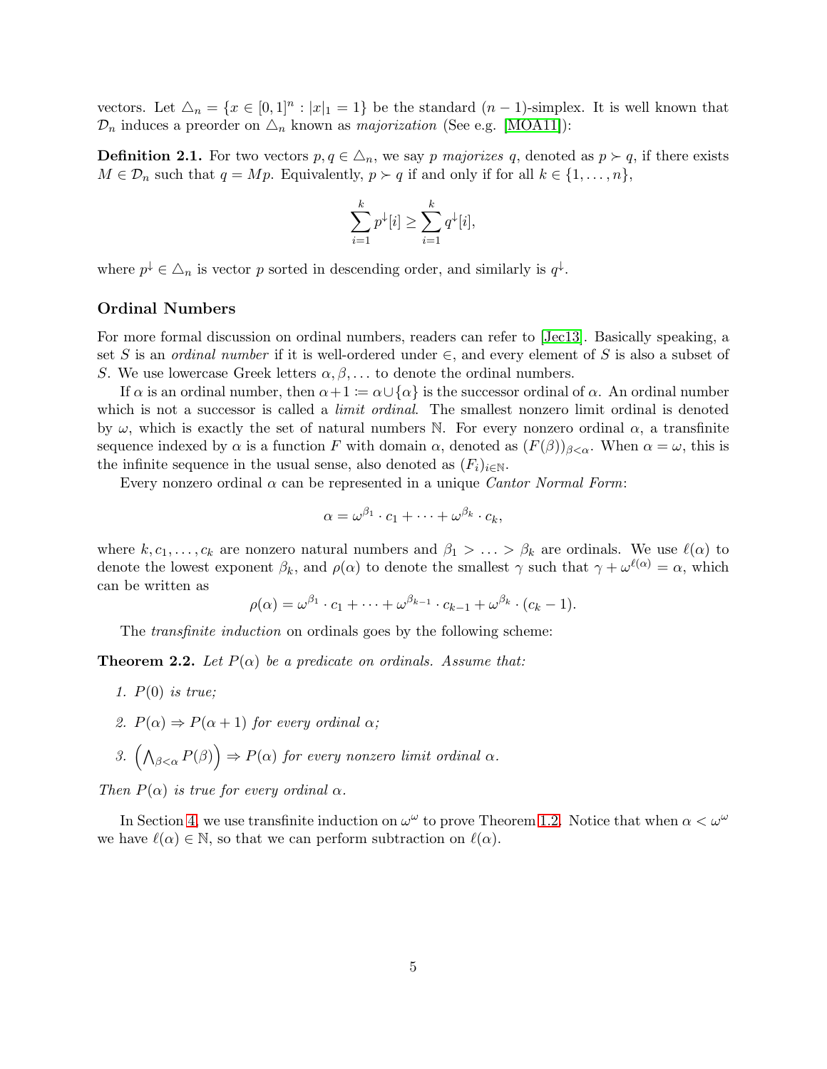vectors. Let $\triangle_n = \{x \in [0,1]^n : |x|_1 = 1\}$ be the standard $(n-1)$-simplex. It is well known that $\mathcal{D}_n$ induces a preorder on $\triangle_n$ known as *majorization* (See e.g. [MOA11]):

**Definition 2.1.** For two vectors $p, q \in \triangle_n$, we say $p$ *majorizes* $q$, denoted as $p \succ q$, if there exists $M \in \mathcal{D}_n$ such that $q = Mp$. Equivalently, $p \succ q$ if and only if for all $k \in \{1, \dots, n\}$,

$$\sum_{i=1}^{k} p^{\downarrow}[i] \geq \sum_{i=1}^{k} q^{\downarrow}[i],$$

where $p^{\downarrow} \in \triangle_n$ is vector $p$ sorted in descending order, and similarly is $q^{\downarrow}$.

### Ordinal Numbers

For more formal discussion on ordinal numbers, readers can refer to [Jec13]. Basically speaking, a set $S$ is an *ordinal number* if it is well-ordered under $\in$, and every element of $S$ is also a subset of $S$. We use lowercase Greek letters $\alpha, \beta, \dots$ to denote the ordinal numbers.

If $\alpha$ is an ordinal number, then $\alpha + 1 \coloneqq \alpha \cup \{\alpha\}$ is the successor ordinal of $\alpha$. An ordinal number which is not a successor is called a *limit ordinal*. The smallest nonzero limit ordinal is denoted by $\omega$, which is exactly the set of natural numbers $\mathbb{N}$. For every nonzero ordinal $\alpha$, a transfinite sequence indexed by $\alpha$ is a function $F$ with domain $\alpha$, denoted as $(F(\beta))_{\beta<\alpha}$. When $\alpha = \omega$, this is the infinite sequence in the usual sense, also denoted as $(F_i)_{i \in \mathbb{N}}$.

Every nonzero ordinal $\alpha$ can be represented in a unique *Cantor Normal Form*:

$$\alpha = \omega^{\beta_1} \cdot c_1 + \cdots + \omega^{\beta_k} \cdot c_k,$$

where $k, c_1, \dots, c_k$ are nonzero natural numbers and $\beta_1 > \ldots > \beta_k$ are ordinals. We use $\ell(\alpha)$ to denote the lowest exponent $\beta_k$, and $\rho(\alpha)$ to denote the smallest $\gamma$ such that $\gamma + \omega^{\ell(\alpha)} = \alpha$, which can be written as

$$\rho(\alpha) = \omega^{\beta_1} \cdot c_1 + \cdots + \omega^{\beta_{k-1}} \cdot c_{k-1} + \omega^{\beta_k} \cdot (c_k - 1).$$

The *transfinite induction* on ordinals goes by the following scheme:

**Theorem 2.2.** *Let $P(\alpha)$ be a predicate on ordinals. Assume that:*

1. *$P(0)$ is true;*
2. *$P(\alpha) \Rightarrow P(\alpha + 1)$ for every ordinal $\alpha$;*
3. *$\left(\bigwedge_{\beta<\alpha} P(\beta)\right) \Rightarrow P(\alpha)$ for every nonzero limit ordinal $\alpha$.*

*Then $P(\alpha)$ is true for every ordinal $\alpha$.*

In Section 4, we use transfinite induction on $\omega^\omega$ to prove Theorem 1.2. Notice that when $\alpha < \omega^\omega$ we have $\ell(\alpha) \in \mathbb{N}$, so that we can perform subtraction on $\ell(\alpha)$.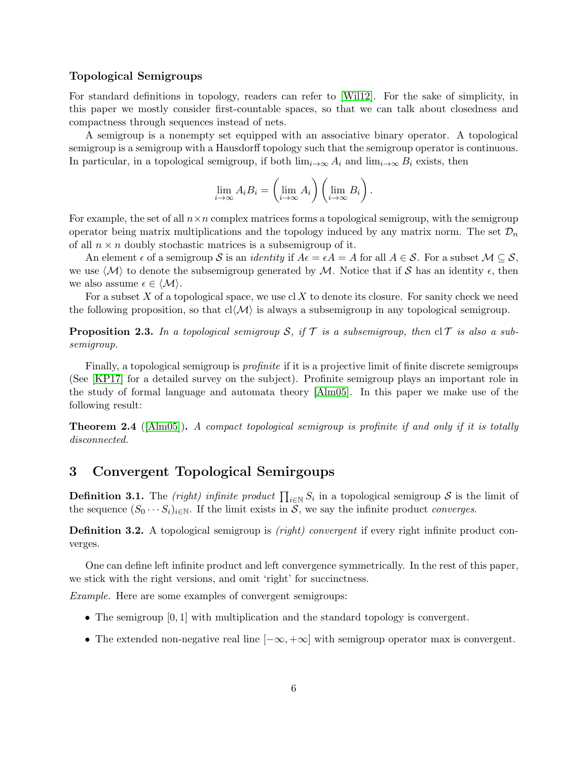### Topological Semigroups

For standard definitions in topology, readers can refer to [Wil12]. For the sake of simplicity, in this paper we mostly consider first-countable spaces, so that we can talk about closedness and compactness through sequences instead of nets.

A semigroup is a nonempty set equipped with an associative binary operator. A topological semigroup is a semigroup with a Hausdorff topology such that the semigroup operator is continuous. In particular, in a topological semigroup, if both $\lim_{i\to\infty} A_i$ and $\lim_{i\to\infty} B_i$ exists, then

$$\lim_{i\to\infty} A_i B_i = \left(\lim_{i\to\infty} A_i\right)\left(\lim_{i\to\infty} B_i\right).$$

For example, the set of all $n \times n$ complex matrices forms a topological semigroup, with the semigroup operator being matrix multiplications and the topology induced by any matrix norm. The set $\mathcal{D}_n$ of all $n \times n$ doubly stochastic matrices is a subsemigroup of it.

An element $\epsilon$ of a semigroup $\mathcal{S}$ is an *identity* if $A\epsilon = \epsilon A = A$ for all $A \in \mathcal{S}$. For a subset $\mathcal{M} \subseteq \mathcal{S}$, we use $\langle \mathcal{M} \rangle$ to denote the subsemigroup generated by $\mathcal{M}$. Notice that if $\mathcal{S}$ has an identity $\epsilon$, then we also assume $\epsilon \in \langle \mathcal{M} \rangle$.

For a subset $X$ of a topological space, we use $\operatorname{cl} X$ to denote its closure. For sanity check we need the following proposition, so that $\operatorname{cl}\langle \mathcal{M} \rangle$ is always a subsemigroup in any topological semigroup.

**Proposition 2.3.** *In a topological semigroup $\mathcal{S}$, if $\mathcal{T}$ is a subsemigroup, then $\operatorname{cl} \mathcal{T}$ is also a subsemigroup.*

Finally, a topological semigroup is *profinite* if it is a projective limit of finite discrete semigroups (See [KP17] for a detailed survey on the subject). Profinite semigroup plays an important role in the study of formal language and automata theory [Alm05]. In this paper we make use of the following result:

**Theorem 2.4** ([Alm05])**.** *A compact topological semigroup is profinite if and only if it is totally disconnected.*

## 3 Convergent Topological Semirgoups

**Definition 3.1.** The *(right) infinite product* $\prod_{i\in\mathbb{N}} S_i$ in a topological semigroup $\mathcal{S}$ is the limit of the sequence $(S_0 \cdots S_i)_{i\in\mathbb{N}}$. If the limit exists in $\mathcal{S}$, we say the infinite product *converges*.

**Definition 3.2.** A topological semigroup is *(right) convergent* if every right infinite product converges.

One can define left infinite product and left convergence symmetrically. In the rest of this paper, we stick with the right versions, and omit 'right' for succinctness.

*Example.* Here are some examples of convergent semigroups:

- The semigroup $[0, 1]$ with multiplication and the standard topology is convergent.
- The extended non-negative real line $[-\infty, +\infty]$ with semigroup operator max is convergent.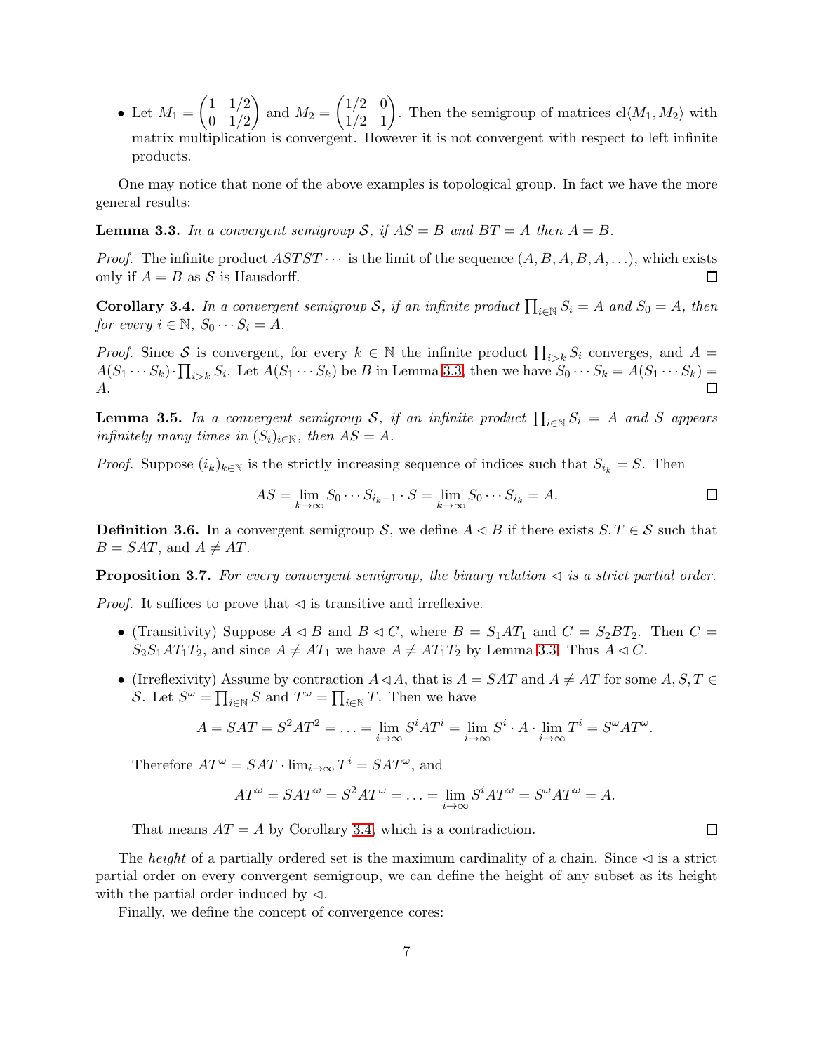- Let $M_1 = \begin{pmatrix} 1 & 1/2 \\ 0 & 1/2 \end{pmatrix}$ and $M_2 = \begin{pmatrix} 1/2 & 0 \\ 1/2 & 1 \end{pmatrix}$. Then the semigroup of matrices $\mathrm{cl}\langle M_1, M_2 \rangle$ with matrix multiplication is convergent. However it is not convergent with respect to left infinite products.

One may notice that none of the above examples is topological group. In fact we have the more general results:

**Lemma 3.3.** *In a convergent semigroup $\mathcal{S}$, if $AS = B$ and $BT = A$ then $A = B$.*

*Proof.* The infinite product $ASTST\cdots$ is the limit of the sequence $(A, B, A, B, A, \ldots)$, which exists only if $A = B$ as $\mathcal{S}$ is Hausdorff. $\square$

**Corollary 3.4.** *In a convergent semigroup $\mathcal{S}$, if an infinite product $\prod_{i\in\mathbb{N}} S_i = A$ and $S_0 = A$, then for every $i \in \mathbb{N}$, $S_0 \cdots S_i = A$.*

*Proof.* Since $\mathcal{S}$ is convergent, for every $k \in \mathbb{N}$ the infinite product $\prod_{i>k} S_i$ converges, and $A = A(S_1 \cdots S_k) \cdot \prod_{i>k} S_i$. Let $A(S_1 \cdots S_k)$ be $B$ in Lemma 3.3, then we have $S_0 \cdots S_k = A(S_1 \cdots S_k) = A$. $\square$

**Lemma 3.5.** *In a convergent semigroup $\mathcal{S}$, if an infinite product $\prod_{i\in\mathbb{N}} S_i = A$ and $S$ appears infinitely many times in $(S_i)_{i\in\mathbb{N}}$, then $AS = A$.*

*Proof.* Suppose $(i_k)_{k\in\mathbb{N}}$ is the strictly increasing sequence of indices such that $S_{i_k} = S$. Then

$$AS = \lim_{k\to\infty} S_0 \cdots S_{i_k - 1} \cdot S = \lim_{k\to\infty} S_0 \cdots S_{i_k} = A. \qquad \square$$

**Definition 3.6.** In a convergent semigroup $\mathcal{S}$, we define $A \lhd B$ if there exists $S, T \in \mathcal{S}$ such that $B = SAT$, and $A \neq AT$.

**Proposition 3.7.** *For every convergent semigroup, the binary relation $\lhd$ is a strict partial order.*

*Proof.* It suffices to prove that $\lhd$ is transitive and irreflexive.

- (Transitivity) Suppose $A \lhd B$ and $B \lhd C$, where $B = S_1 A T_1$ and $C = S_2 B T_2$. Then $C = S_2 S_1 A T_1 T_2$, and since $A \neq AT_1$ we have $A \neq AT_1T_2$ by Lemma 3.3. Thus $A \lhd C$.

- (Irreflexivity) Assume by contraction $A \lhd A$, that is $A = SAT$ and $A \neq AT$ for some $A, S, T \in \mathcal{S}$. Let $S^\omega = \prod_{i\in\mathbb{N}} S$ and $T^\omega = \prod_{i\in\mathbb{N}} T$. Then we have

$$A = SAT = S^2AT^2 = \ldots = \lim_{i\to\infty} S^i A T^i = \lim_{i\to\infty} S^i \cdot A \cdot \lim_{i\to\infty} T^i = S^\omega A T^\omega.$$

  Therefore $AT^\omega = SAT \cdot \lim_{i\to\infty} T^i = SAT^\omega$, and

$$AT^\omega = SAT^\omega = S^2AT^\omega = \ldots = \lim_{i\to\infty} S^i A T^\omega = S^\omega A T^\omega = A.$$

  That means $AT = A$ by Corollary 3.4, which is a contradiction. $\square$

The *height* of a partially ordered set is the maximum cardinality of a chain. Since $\lhd$ is a strict partial order on every convergent semigroup, we can define the height of any subset as its height with the partial order induced by $\lhd$.

Finally, we define the concept of convergence cores: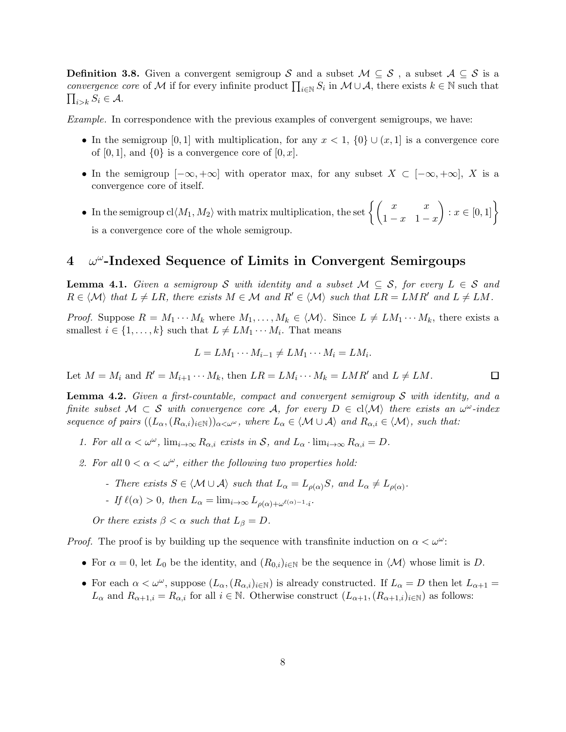**Definition 3.8.** Given a convergent semigroup $\mathcal{S}$ and a subset $\mathcal{M} \subseteq \mathcal{S}$ , a subset $\mathcal{A} \subseteq \mathcal{S}$ is a *convergence core* of $\mathcal{M}$ if for every infinite product $\prod_{i\in\mathbb{N}} S_i$ in $\mathcal{M} \cup \mathcal{A}$, there exists $k \in \mathbb{N}$ such that $\prod_{i>k} S_i \in \mathcal{A}$.

*Example.* In correspondence with the previous examples of convergent semigroups, we have:

- In the semigroup $[0, 1]$ with multiplication, for any $x < 1$, $\{0\} \cup (x, 1]$ is a convergence core of $[0, 1]$, and $\{0\}$ is a convergence core of $[0, x]$.
- In the semigroup $[-\infty, +\infty]$ with operator max, for any subset $X \subset [-\infty, +\infty]$, $X$ is a convergence core of itself.
- In the semigroup $\mathrm{cl}\langle M_1, M_2\rangle$ with matrix multiplication, the set $\left\{ \begin{pmatrix} x & x \\ 1-x & 1-x \end{pmatrix} : x \in [0, 1] \right\}$ is a convergence core of the whole semigroup.

# 4 $\omega^\omega$-Indexed Sequence of Limits in Convergent Semirgoups

**Lemma 4.1.** *Given a semigroup $\mathcal{S}$ with identity and a subset $\mathcal{M} \subseteq \mathcal{S}$, for every $L \in \mathcal{S}$ and $R \in \langle\mathcal{M}\rangle$ that $L \neq LR$, there exists $M \in \mathcal{M}$ and $R' \in \langle\mathcal{M}\rangle$ such that $LR = LMR'$ and $L \neq LM$.*

*Proof.* Suppose $R = M_1 \cdots M_k$ where $M_1, \ldots, M_k \in \langle\mathcal{M}\rangle$. Since $L \neq LM_1 \cdots M_k$, there exists a smallest $i \in \{1, \ldots, k\}$ such that $L \neq LM_1 \cdots M_i$. That means

$$L = LM_1 \cdots M_{i-1} \neq LM_1 \cdots M_i = LM_i.$$

Let $M = M_i$ and $R' = M_{i+1} \cdots M_k$, then $LR = LM_i \cdots M_k = LMR'$ and $L \neq LM$. □

**Lemma 4.2.** *Given a first-countable, compact and convergent semigroup $\mathcal{S}$ with identity, and a finite subset $\mathcal{M} \subset \mathcal{S}$ with convergence core $\mathcal{A}$, for every $D \in \mathrm{cl}\langle\mathcal{M}\rangle$ there exists an $\omega^\omega$-index sequence of pairs $((L_\alpha, (R_{\alpha,i})_{i\in\mathbb{N}}))_{\alpha<\omega^\omega}$, where $L_\alpha \in \langle\mathcal{M} \cup \mathcal{A}\rangle$ and $R_{\alpha,i} \in \langle\mathcal{M}\rangle$, such that:*

1. *For all $\alpha < \omega^\omega$, $\lim_{i\to\infty} R_{\alpha,i}$ exists in $\mathcal{S}$, and $L_\alpha \cdot \lim_{i\to\infty} R_{\alpha,i} = D$.*
2. *For all $0 < \alpha < \omega^\omega$, either the following two properties hold:*
   - *There exists $S \in \langle\mathcal{M} \cup \mathcal{A}\rangle$ such that $L_\alpha = L_{\rho(\alpha)}S$, and $L_\alpha \neq L_{\rho(\alpha)}$.*
   - *If $\ell(\alpha) > 0$, then $L_\alpha = \lim_{i\to\infty} L_{\rho(\alpha)+\omega^{\ell(\alpha)-1}\cdot i}$.*

   *Or there exists $\beta < \alpha$ such that $L_\beta = D$.*

*Proof.* The proof is by building up the sequence with transfinite induction on $\alpha < \omega^\omega$:

- For $\alpha = 0$, let $L_0$ be the identity, and $(R_{0,i})_{i\in\mathbb{N}}$ be the sequence in $\langle\mathcal{M}\rangle$ whose limit is $D$.
- For each $\alpha < \omega^\omega$, suppose $(L_\alpha, (R_{\alpha,i})_{i\in\mathbb{N}})$ is already constructed. If $L_\alpha = D$ then let $L_{\alpha+1} = L_\alpha$ and $R_{\alpha+1,i} = R_{\alpha,i}$ for all $i \in \mathbb{N}$. Otherwise construct $(L_{\alpha+1}, (R_{\alpha+1,i})_{i\in\mathbb{N}})$ as follows: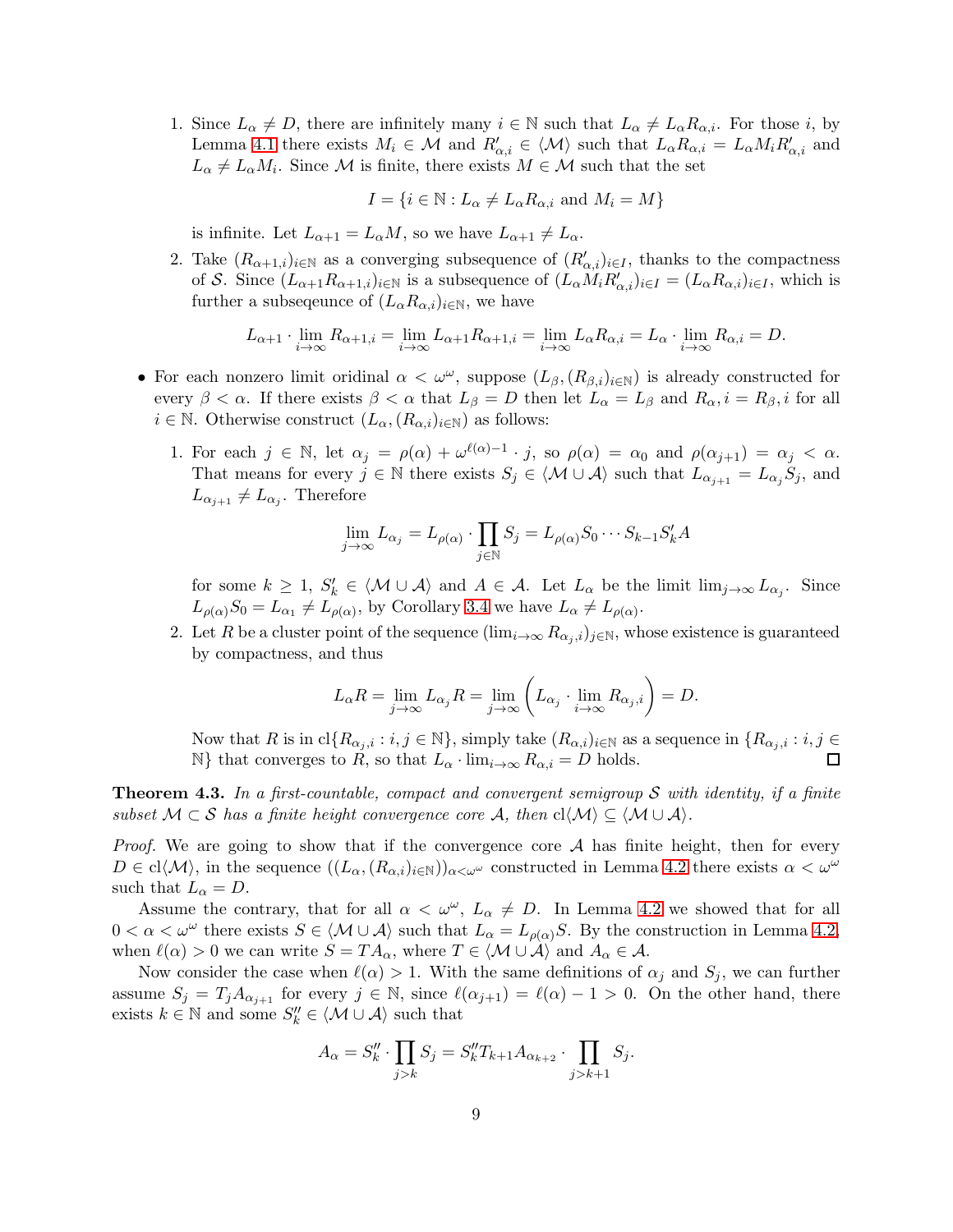1. Since $L_\alpha \neq D$, there are infinitely many $i \in \mathbb{N}$ such that $L_\alpha \neq L_\alpha R_{\alpha,i}$. For those $i$, by Lemma 4.1 there exists $M_i \in \mathcal{M}$ and $R'_{\alpha,i} \in \langle \mathcal{M} \rangle$ such that $L_\alpha R_{\alpha,i} = L_\alpha M_i R'_{\alpha,i}$ and $L_\alpha \neq L_\alpha M_i$. Since $\mathcal{M}$ is finite, there exists $M \in \mathcal{M}$ such that the set

$$I = \{i \in \mathbb{N} : L_\alpha \neq L_\alpha R_{\alpha,i} \text{ and } M_i = M\}$$

is infinite. Let $L_{\alpha+1} = L_\alpha M$, so we have $L_{\alpha+1} \neq L_\alpha$.

2. Take $(R_{\alpha+1,i})_{i\in\mathbb{N}}$ as a converging subsequence of $(R'_{\alpha,i})_{i\in I}$, thanks to the compactness of $\mathcal{S}$. Since $(L_{\alpha+1}R_{\alpha+1,i})_{i\in\mathbb{N}}$ is a subsequence of $(L_\alpha M_i R'_{\alpha,i})_{i\in I} = (L_\alpha R_{\alpha,i})_{i\in I}$, which is further a subseqeunce of $(L_\alpha R_{\alpha,i})_{i\in\mathbb{N}}$, we have

$$L_{\alpha+1} \cdot \lim_{i\to\infty} R_{\alpha+1,i} = \lim_{i\to\infty} L_{\alpha+1}R_{\alpha+1,i} = \lim_{i\to\infty} L_\alpha R_{\alpha,i} = L_\alpha \cdot \lim_{i\to\infty} R_{\alpha,i} = D.$$

- For each nonzero limit oridinal $\alpha < \omega^\omega$, suppose $(L_\beta, (R_{\beta,i})_{i\in\mathbb{N}})$ is already constructed for every $\beta < \alpha$. If there exists $\beta < \alpha$ that $L_\beta = D$ then let $L_\alpha = L_\beta$ and $R_\alpha, i = R_\beta, i$ for all $i \in \mathbb{N}$. Otherwise construct $(L_\alpha, (R_{\alpha,i})_{i\in\mathbb{N}})$ as follows:

  1. For each $j \in \mathbb{N}$, let $\alpha_j = \rho(\alpha) + \omega^{\ell(\alpha)-1} \cdot j$, so $\rho(\alpha) = \alpha_0$ and $\rho(\alpha_{j+1}) = \alpha_j < \alpha$. That means for every $j \in \mathbb{N}$ there exists $S_j \in \langle \mathcal{M} \cup \mathcal{A} \rangle$ such that $L_{\alpha_{j+1}} = L_{\alpha_j} S_j$, and $L_{\alpha_{j+1}} \neq L_{\alpha_j}$. Therefore

  $$\lim_{j\to\infty} L_{\alpha_j} = L_{\rho(\alpha)} \cdot \prod_{j\in\mathbb{N}} S_j = L_{\rho(\alpha)} S_0 \cdots S_{k-1} S'_k A$$

  for some $k \geq 1$, $S'_k \in \langle \mathcal{M} \cup \mathcal{A} \rangle$ and $A \in \mathcal{A}$. Let $L_\alpha$ be the limit $\lim_{j\to\infty} L_{\alpha_j}$. Since $L_{\rho(\alpha)} S_0 = L_{\alpha_1} \neq L_{\rho(\alpha)}$, by Corollary 3.4 we have $L_\alpha \neq L_{\rho(\alpha)}$.

  2. Let $R$ be a cluster point of the sequence $(\lim_{i\to\infty} R_{\alpha_j,i})_{j\in\mathbb{N}}$, whose existence is guaranteed by compactness, and thus

  $$L_\alpha R = \lim_{j\to\infty} L_{\alpha_j} R = \lim_{j\to\infty} \left( L_{\alpha_j} \cdot \lim_{i\to\infty} R_{\alpha_j,i} \right) = D.$$

  Now that $R$ is in $\text{cl}\{R_{\alpha_j,i} : i, j \in \mathbb{N}\}$, simply take $(R_{\alpha,i})_{i\in\mathbb{N}}$ as a sequence in $\{R_{\alpha_j,i} : i, j \in \mathbb{N}\}$ that converges to $R$, so that $L_\alpha \cdot \lim_{i\to\infty} R_{\alpha,i} = D$ holds. □

**Theorem 4.3.** *In a first-countable, compact and convergent semigroup $\mathcal{S}$ with identity, if a finite subset $\mathcal{M} \subset \mathcal{S}$ has a finite height convergence core $\mathcal{A}$, then $\text{cl}\langle \mathcal{M} \rangle \subseteq \langle \mathcal{M} \cup \mathcal{A} \rangle$.*

*Proof.* We are going to show that if the convergence core $\mathcal{A}$ has finite height, then for every $D \in \text{cl}\langle \mathcal{M} \rangle$, in the sequence $((L_\alpha, (R_{\alpha,i})_{i\in\mathbb{N}}))_{\alpha<\omega^\omega}$ constructed in Lemma 4.2 there exists $\alpha < \omega^\omega$ such that $L_\alpha = D$.

Assume the contrary, that for all $\alpha < \omega^\omega$, $L_\alpha \neq D$. In Lemma 4.2 we showed that for all $0 < \alpha < \omega^\omega$ there exists $S \in \langle \mathcal{M} \cup \mathcal{A} \rangle$ such that $L_\alpha = L_{\rho(\alpha)} S$. By the construction in Lemma 4.2, when $\ell(\alpha) > 0$ we can write $S = T A_\alpha$, where $T \in \langle \mathcal{M} \cup \mathcal{A} \rangle$ and $A_\alpha \in \mathcal{A}$.

Now consider the case when $\ell(\alpha) > 1$. With the same definitions of $\alpha_j$ and $S_j$, we can further assume $S_j = T_j A_{\alpha_{j+1}}$ for every $j \in \mathbb{N}$, since $\ell(\alpha_{j+1}) = \ell(\alpha) - 1 > 0$. On the other hand, there exists $k \in \mathbb{N}$ and some $S''_k \in \langle \mathcal{M} \cup \mathcal{A} \rangle$ such that

$$A_\alpha = S''_k \cdot \prod_{j>k} S_j = S''_k T_{k+1} A_{\alpha_{k+2}} \cdot \prod_{j>k+1} S_j.$$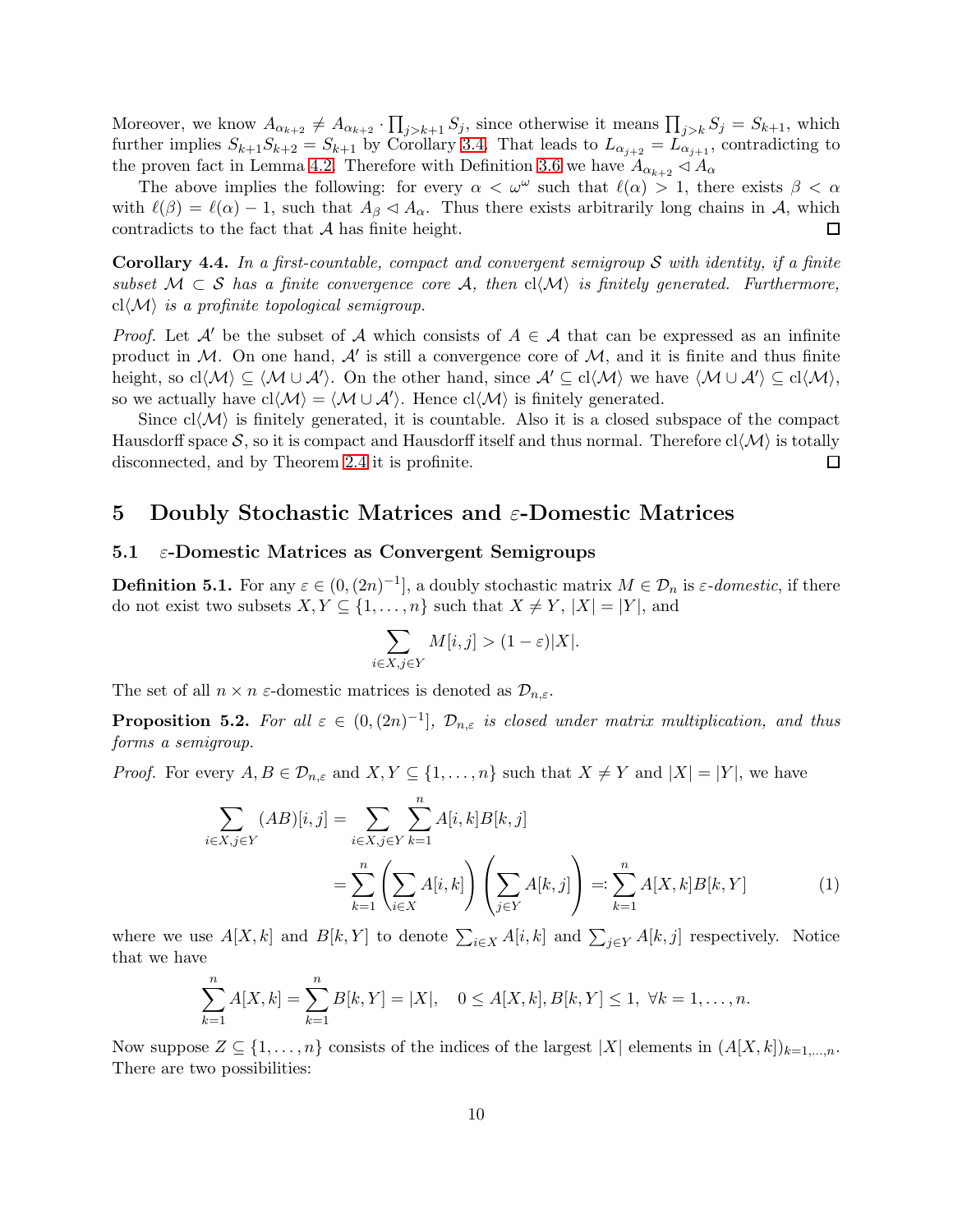Moreover, we know $A_{\alpha_{k+2}} \neq A_{\alpha_{k+2}} \cdot \prod_{j>k+1} S_j$, since otherwise it means $\prod_{j>k} S_j = S_{k+1}$, which further implies $S_{k+1}S_{k+2} = S_{k+1}$ by Corollary 3.4. That leads to $L_{\alpha_{j+2}} = L_{\alpha_{j+1}}$, contradicting to the proven fact in Lemma 4.2. Therefore with Definition 3.6 we have $A_{\alpha_{k+2}} \lhd A_\alpha$

The above implies the following: for every $\alpha < \omega^\omega$ such that $\ell(\alpha) > 1$, there exists $\beta < \alpha$ with $\ell(\beta) = \ell(\alpha) - 1$, such that $A_\beta \lhd A_\alpha$. Thus there exists arbitrarily long chains in $\mathcal{A}$, which contradicts to the fact that $\mathcal{A}$ has finite height. $\square$

**Corollary 4.4.** *In a first-countable, compact and convergent semigroup $\mathcal{S}$ with identity, if a finite subset $\mathcal{M} \subset \mathcal{S}$ has a finite convergence core $\mathcal{A}$, then $\mathrm{cl}\langle\mathcal{M}\rangle$ is finitely generated. Furthermore, $\mathrm{cl}\langle\mathcal{M}\rangle$ is a profinite topological semigroup.*

*Proof.* Let $\mathcal{A}'$ be the subset of $\mathcal{A}$ which consists of $A \in \mathcal{A}$ that can be expressed as an infinite product in $\mathcal{M}$. On one hand, $\mathcal{A}'$ is still a convergence core of $\mathcal{M}$, and it is finite and thus finite height, so $\mathrm{cl}\langle\mathcal{M}\rangle \subseteq \langle\mathcal{M} \cup \mathcal{A}'\rangle$. On the other hand, since $\mathcal{A}' \subseteq \mathrm{cl}\langle\mathcal{M}\rangle$ we have $\langle\mathcal{M} \cup \mathcal{A}'\rangle \subseteq \mathrm{cl}\langle\mathcal{M}\rangle$, so we actually have $\mathrm{cl}\langle\mathcal{M}\rangle = \langle\mathcal{M} \cup \mathcal{A}'\rangle$. Hence $\mathrm{cl}\langle\mathcal{M}\rangle$ is finitely generated.

Since $\mathrm{cl}\langle\mathcal{M}\rangle$ is finitely generated, it is countable. Also it is a closed subspace of the compact Hausdorff space $\mathcal{S}$, so it is compact and Hausdorff itself and thus normal. Therefore $\mathrm{cl}\langle\mathcal{M}\rangle$ is totally disconnected, and by Theorem 2.4 it is profinite. $\square$

# 5 Doubly Stochastic Matrices and $\varepsilon$-Domestic Matrices

## 5.1 $\varepsilon$-Domestic Matrices as Convergent Semigroups

**Definition 5.1.** For any $\varepsilon \in (0, (2n)^{-1}]$, a doubly stochastic matrix $M \in \mathcal{D}_n$ is *$\varepsilon$-domestic*, if there do not exist two subsets $X, Y \subseteq \{1, \ldots, n\}$ such that $X \neq Y$, $|X| = |Y|$, and

$$\sum_{i \in X, j \in Y} M[i,j] > (1-\varepsilon)|X|.$$

The set of all $n \times n$ $\varepsilon$-domestic matrices is denoted as $\mathcal{D}_{n,\varepsilon}$.

**Proposition 5.2.** *For all $\varepsilon \in (0, (2n)^{-1}]$, $\mathcal{D}_{n,\varepsilon}$ is closed under matrix multiplication, and thus forms a semigroup.*

*Proof.* For every $A, B \in \mathcal{D}_{n,\varepsilon}$ and $X, Y \subseteq \{1, \ldots, n\}$ such that $X \neq Y$ and $|X| = |Y|$, we have

$$\begin{aligned}
\sum_{i \in X, j \in Y} (AB)[i,j] &= \sum_{i \in X, j \in Y} \sum_{k=1}^{n} A[i,k]B[k,j] \\
&= \sum_{k=1}^{n} \left( \sum_{i \in X} A[i,k] \right) \left( \sum_{j \in Y} A[k,j] \right) =: \sum_{k=1}^{n} A[X,k]B[k,Y]
\end{aligned} \tag{1}$$

where we use $A[X,k]$ and $B[k,Y]$ to denote $\sum_{i \in X} A[i,k]$ and $\sum_{j \in Y} A[k,j]$ respectively. Notice that we have

$$\sum_{k=1}^{n} A[X,k] = \sum_{k=1}^{n} B[k,Y] = |X|, \quad 0 \leq A[X,k], B[k,Y] \leq 1, \;\; \forall k = 1, \ldots, n.$$

Now suppose $Z \subseteq \{1, \ldots, n\}$ consists of the indices of the largest $|X|$ elements in $(A[X,k])_{k=1,\ldots,n}$. There are two possibilities: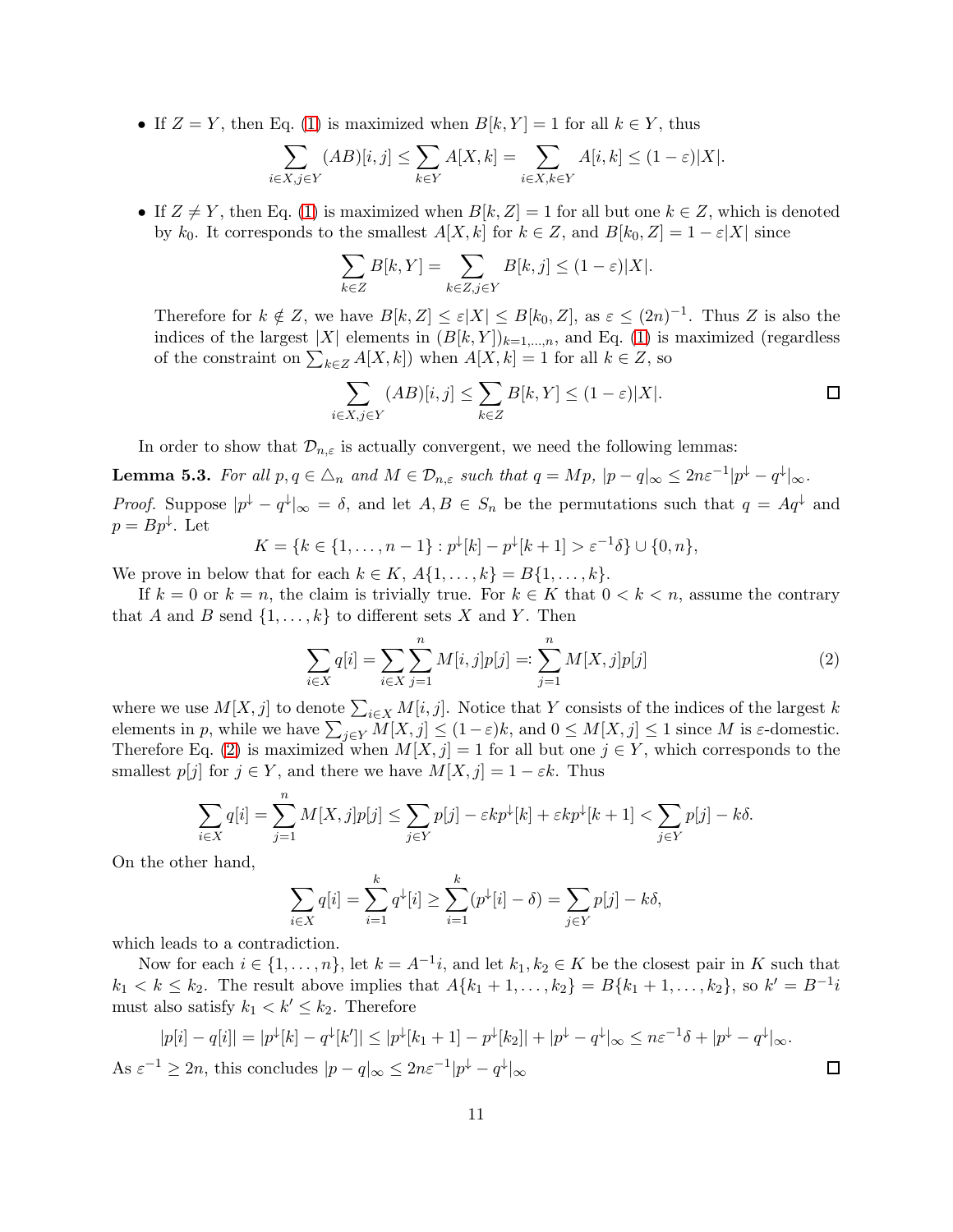- If $Z = Y$, then Eq. (1) is maximized when $B[k, Y] = 1$ for all $k \in Y$, thus

$$\sum_{i\in X, j\in Y} (AB)[i,j] \leq \sum_{k\in Y} A[X,k] = \sum_{i\in X, k\in Y} A[i,k] \leq (1-\varepsilon)|X|.$$

- If $Z \neq Y$, then Eq. (1) is maximized when $B[k, Z] = 1$ for all but one $k \in Z$, which is denoted by $k_0$. It corresponds to the smallest $A[X, k]$ for $k \in Z$, and $B[k_0, Z] = 1 - \varepsilon|X|$ since

$$\sum_{k\in Z} B[k,Y] = \sum_{k\in Z, j\in Y} B[k,j] \leq (1-\varepsilon)|X|.$$

Therefore for $k \notin Z$, we have $B[k, Z] \leq \varepsilon|X| \leq B[k_0, Z]$, as $\varepsilon \leq (2n)^{-1}$. Thus $Z$ is also the indices of the largest $|X|$ elements in $(B[k, Y])_{k=1,\dots,n}$, and Eq. (1) is maximized (regardless of the constraint on $\sum_{k\in Z} A[X, k]$) when $A[X, k] = 1$ for all $k \in Z$, so

$$\sum_{i\in X, j\in Y} (AB)[i,j] \leq \sum_{k\in Z} B[k,Y] \leq (1-\varepsilon)|X|.$$

□

In order to show that $\mathcal{D}_{n,\varepsilon}$ is actually convergent, we need the following lemmas:

**Lemma 5.3.** *For all $p, q \in \triangle_n$ and $M \in \mathcal{D}_{n,\varepsilon}$ such that $q = Mp$, $|p - q|_\infty \leq 2n\varepsilon^{-1}|p^\downarrow - q^\downarrow|_\infty$.*

*Proof.* Suppose $|p^\downarrow - q^\downarrow|_\infty = \delta$, and let $A, B \in S_n$ be the permutations such that $q = Aq^\downarrow$ and $p = Bp^\downarrow$. Let

$$K = \{k \in \{1,\dots,n-1\} : p^\downarrow[k] - p^\downarrow[k+1] > \varepsilon^{-1}\delta\} \cup \{0, n\},$$

We prove in below that for each $k \in K$, $A\{1,\dots,k\} = B\{1,\dots,k\}$.

If $k = 0$ or $k = n$, the claim is trivially true. For $k \in K$ that $0 < k < n$, assume the contrary that $A$ and $B$ send $\{1,\dots,k\}$ to different sets $X$ and $Y$. Then

$$\sum_{i\in X} q[i] = \sum_{i\in X}\sum_{j=1}^{n} M[i,j]p[j] =: \sum_{j=1}^{n} M[X,j]p[j] \tag{2}$$

where we use $M[X, j]$ to denote $\sum_{i\in X} M[i, j]$. Notice that $Y$ consists of the indices of the largest $k$ elements in $p$, while we have $\sum_{j\in Y} M[X, j] \leq (1 - \varepsilon)k$, and $0 \leq M[X, j] \leq 1$ since $M$ is $\varepsilon$-domestic. Therefore Eq. (2) is maximized when $M[X, j] = 1$ for all but one $j \in Y$, which corresponds to the smallest $p[j]$ for $j \in Y$, and there we have $M[X, j] = 1 - \varepsilon k$. Thus

$$\sum_{i\in X} q[i] = \sum_{j=1}^{n} M[X,j]p[j] \leq \sum_{j\in Y} p[j] - \varepsilon k p^\downarrow[k] + \varepsilon k p^\downarrow[k+1] < \sum_{j\in Y} p[j] - k\delta.$$

On the other hand,

$$\sum_{i\in X} q[i] = \sum_{i=1}^{k} q^\downarrow[i] \geq \sum_{i=1}^{k} (p^\downarrow[i] - \delta) = \sum_{j\in Y} p[j] - k\delta,$$

which leads to a contradiction.

Now for each $i \in \{1,\dots,n\}$, let $k = A^{-1}i$, and let $k_1, k_2 \in K$ be the closest pair in $K$ such that $k_1 < k \leq k_2$. The result above implies that $A\{k_1 + 1,\dots,k_2\} = B\{k_1 + 1,\dots,k_2\}$, so $k' = B^{-1}i$ must also satisfy $k_1 < k' \leq k_2$. Therefore

$$|p[i] - q[i]| = |p^\downarrow[k] - q^\downarrow[k']| \leq |p^\downarrow[k_1 + 1] - p^\downarrow[k_2]| + |p^\downarrow - q^\downarrow|_\infty \leq n\varepsilon^{-1}\delta + |p^\downarrow - q^\downarrow|_\infty.$$

As $\varepsilon^{-1} \geq 2n$, this concludes $|p - q|_\infty \leq 2n\varepsilon^{-1}|p^\downarrow - q^\downarrow|_\infty$ □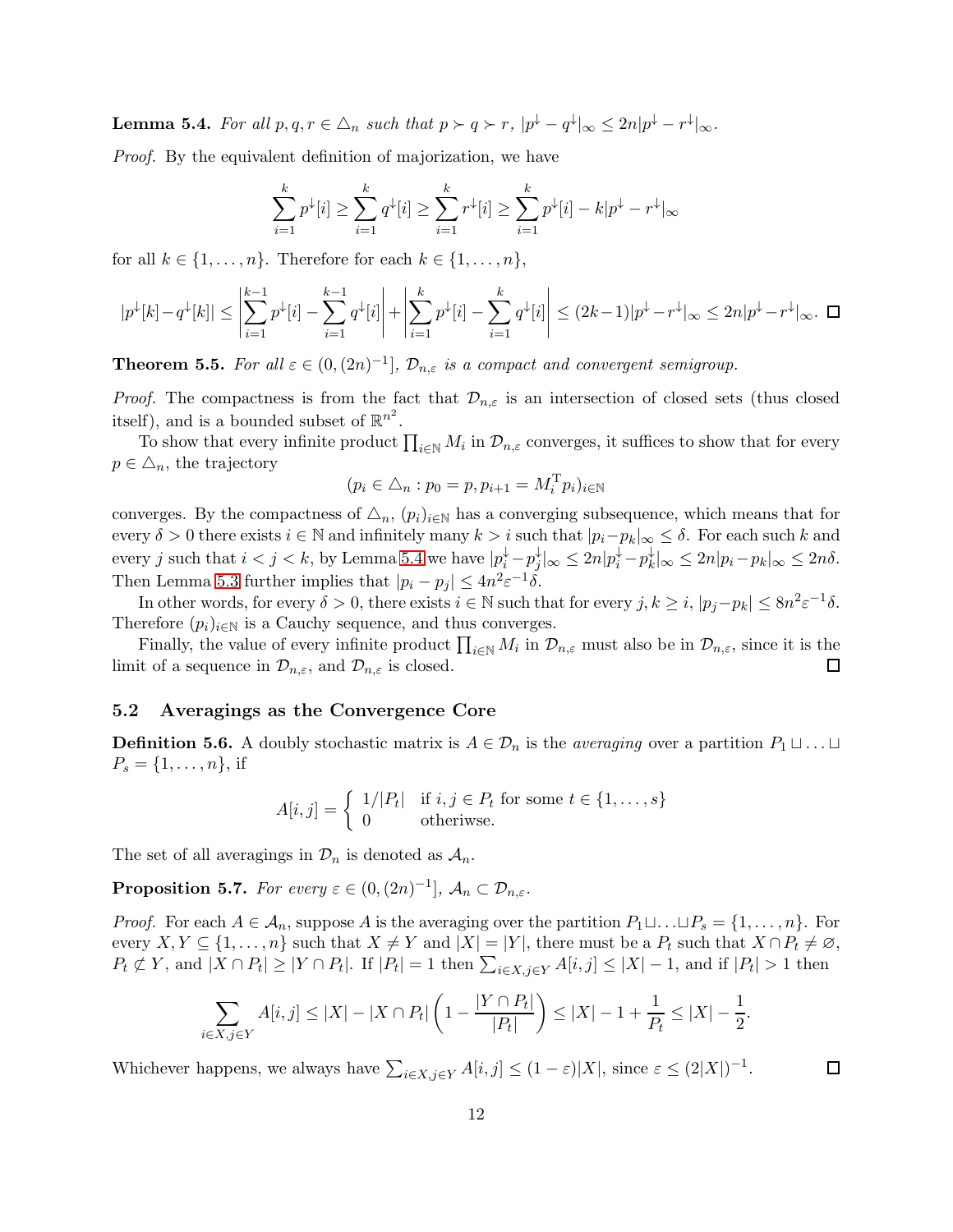**Lemma 5.4.** *For all $p, q, r \in \triangle_n$ such that $p \succ q \succ r$, $|p^\downarrow - q^\downarrow|_\infty \le 2n|p^\downarrow - r^\downarrow|_\infty$.*

*Proof.* By the equivalent definition of majorization, we have

$$\sum_{i=1}^{k} p^\downarrow[i] \ge \sum_{i=1}^{k} q^\downarrow[i] \ge \sum_{i=1}^{k} r^\downarrow[i] \ge \sum_{i=1}^{k} p^\downarrow[i] - k|p^\downarrow - r^\downarrow|_\infty$$

for all $k \in \{1, \ldots, n\}$. Therefore for each $k \in \{1, \ldots, n\}$,

$$|p^\downarrow[k] - q^\downarrow[k]| \le \left|\sum_{i=1}^{k-1} p^\downarrow[i] - \sum_{i=1}^{k-1} q^\downarrow[i]\right| + \left|\sum_{i=1}^{k} p^\downarrow[i] - \sum_{i=1}^{k} q^\downarrow[i]\right| \le (2k-1)|p^\downarrow - r^\downarrow|_\infty \le 2n|p^\downarrow - r^\downarrow|_\infty. \quad \square$$

**Theorem 5.5.** *For all $\varepsilon \in (0, (2n)^{-1}]$, $\mathcal{D}_{n,\varepsilon}$ is a compact and convergent semigroup.*

*Proof.* The compactness is from the fact that $\mathcal{D}_{n,\varepsilon}$ is an intersection of closed sets (thus closed itself), and is a bounded subset of $\mathbb{R}^{n^2}$.

To show that every infinite product $\prod_{i\in\mathbb{N}} M_i$ in $\mathcal{D}_{n,\varepsilon}$ converges, it suffices to show that for every $p \in \triangle_n$, the trajectory

$$(p_i \in \triangle_n : p_0 = p, p_{i+1} = M_i^{\mathrm{T}} p_i)_{i\in\mathbb{N}}$$

converges. By the compactness of $\triangle_n$, $(p_i)_{i\in\mathbb{N}}$ has a converging subsequence, which means that for every $\delta > 0$ there exists $i \in \mathbb{N}$ and infinitely many $k > i$ such that $|p_i - p_k|_\infty \le \delta$. For each such $k$ and every $j$ such that $i < j < k$, by Lemma 5.4 we have $|p_i^\downarrow - p_j^\downarrow|_\infty \le 2n|p_i^\downarrow - p_k^\downarrow|_\infty \le 2n|p_i - p_k|_\infty \le 2n\delta$. Then Lemma 5.3 further implies that $|p_i - p_j| \le 4n^2\varepsilon^{-1}\delta$.

In other words, for every $\delta > 0$, there exists $i \in \mathbb{N}$ such that for every $j, k \ge i$, $|p_j - p_k| \le 8n^2\varepsilon^{-1}\delta$. Therefore $(p_i)_{i\in\mathbb{N}}$ is a Cauchy sequence, and thus converges.

Finally, the value of every infinite product $\prod_{i\in\mathbb{N}} M_i$ in $\mathcal{D}_{n,\varepsilon}$ must also be in $\mathcal{D}_{n,\varepsilon}$, since it is the limit of a sequence in $\mathcal{D}_{n,\varepsilon}$, and $\mathcal{D}_{n,\varepsilon}$ is closed. $\square$

## 5.2 Averagings as the Convergence Core

**Definition 5.6.** A doubly stochastic matrix is $A \in \mathcal{D}_n$ is the *averaging* over a partition $P_1 \sqcup \ldots \sqcup P_s = \{1, \ldots, n\}$, if

$$A[i,j] = \begin{cases} 1/|P_t| & \text{if } i, j \in P_t \text{ for some } t \in \{1, \ldots, s\} \\ 0 & \text{otheriwse.} \end{cases}$$

The set of all averagings in $\mathcal{D}_n$ is denoted as $\mathcal{A}_n$.

**Proposition 5.7.** *For every $\varepsilon \in (0, (2n)^{-1}]$, $\mathcal{A}_n \subset \mathcal{D}_{n,\varepsilon}$.*

*Proof.* For each $A \in \mathcal{A}_n$, suppose $A$ is the averaging over the partition $P_1 \sqcup \ldots \sqcup P_s = \{1, \ldots, n\}$. For every $X, Y \subseteq \{1, \ldots, n\}$ such that $X \ne Y$ and $|X| = |Y|$, there must be a $P_t$ such that $X \cap P_t \ne \varnothing$, $P_t \not\subset Y$, and $|X \cap P_t| \ge |Y \cap P_t|$. If $|P_t| = 1$ then $\sum_{i\in X, j\in Y} A[i,j] \le |X| - 1$, and if $|P_t| > 1$ then

$$\sum_{i\in X, j\in Y} A[i,j] \le |X| - |X \cap P_t|\left(1 - \frac{|Y \cap P_t|}{|P_t|}\right) \le |X| - 1 + \frac{1}{P_t} \le |X| - \frac{1}{2}.$$

Whichever happens, we always have $\sum_{i\in X, j\in Y} A[i,j] \le (1-\varepsilon)|X|$, since $\varepsilon \le (2|X|)^{-1}$. $\square$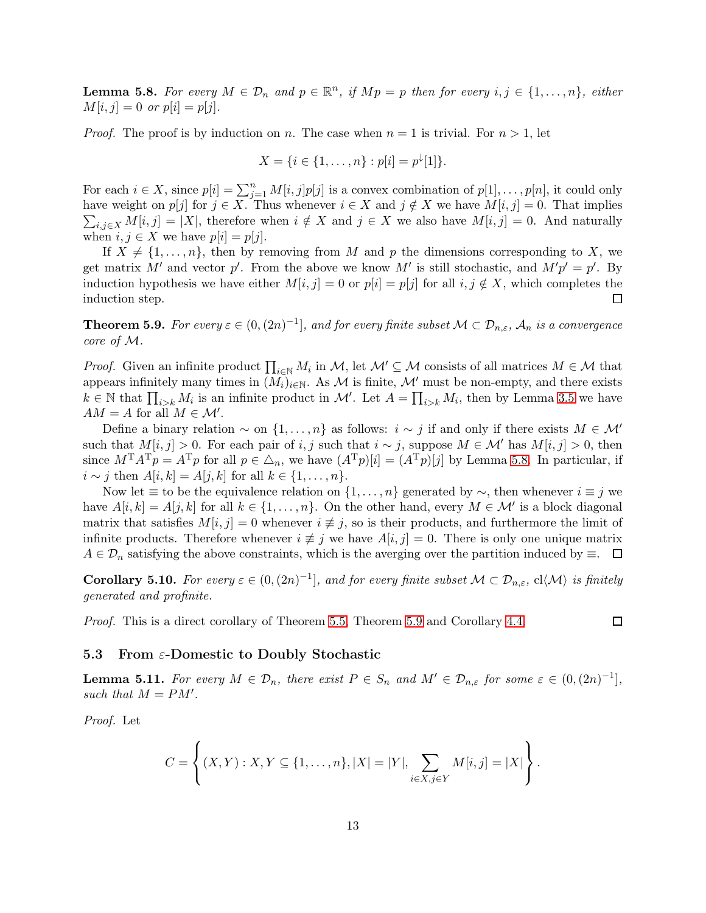**Lemma 5.8.** *For every $M \in \mathcal{D}_n$ and $p \in \mathbb{R}^n$, if $Mp = p$ then for every $i, j \in \{1, \ldots, n\}$, either $M[i,j] = 0$ or $p[i] = p[j]$.*

*Proof.* The proof is by induction on $n$. The case when $n = 1$ is trivial. For $n > 1$, let

$$X = \{i \in \{1, \ldots, n\} : p[i] = p^{\downarrow}[1]\}.$$

For each $i \in X$, since $p[i] = \sum_{j=1}^{n} M[i,j]p[j]$ is a convex combination of $p[1], \ldots, p[n]$, it could only have weight on $p[j]$ for $j \in X$. Thus whenever $i \in X$ and $j \notin X$ we have $M[i,j] = 0$. That implies $\sum_{i,j \in X} M[i,j] = |X|$, therefore when $i \notin X$ and $j \in X$ we also have $M[i,j] = 0$. And naturally when $i, j \in X$ we have $p[i] = p[j]$.

If $X \neq \{1, \ldots, n\}$, then by removing from $M$ and $p$ the dimensions corresponding to $X$, we get matrix $M'$ and vector $p'$. From the above we know $M'$ is still stochastic, and $M'p' = p'$. By induction hypothesis we have either $M[i,j] = 0$ or $p[i] = p[j]$ for all $i, j \notin X$, which completes the induction step. ∎

**Theorem 5.9.** *For every $\varepsilon \in (0, (2n)^{-1}]$, and for every finite subset $\mathcal{M} \subset \mathcal{D}_{n,\varepsilon}$, $\mathcal{A}_n$ is a convergence core of $\mathcal{M}$.*

*Proof.* Given an infinite product $\prod_{i \in \mathbb{N}} M_i$ in $\mathcal{M}$, let $\mathcal{M}' \subseteq \mathcal{M}$ consists of all matrices $M \in \mathcal{M}$ that appears infinitely many times in $(M_i)_{i \in \mathbb{N}}$. As $\mathcal{M}$ is finite, $\mathcal{M}'$ must be non-empty, and there exists $k \in \mathbb{N}$ that $\prod_{i>k} M_i$ is an infinite product in $\mathcal{M}'$. Let $A = \prod_{i>k} M_i$, then by Lemma 3.5 we have $AM = A$ for all $M \in \mathcal{M}'$.

Define a binary relation $\sim$ on $\{1, \ldots, n\}$ as follows: $i \sim j$ if and only if there exists $M \in \mathcal{M}'$ such that $M[i,j] > 0$. For each pair of $i, j$ such that $i \sim j$, suppose $M \in \mathcal{M}'$ has $M[i,j] > 0$, then since $M^{\mathrm{T}} A^{\mathrm{T}} p = A^{\mathrm{T}} p$ for all $p \in \triangle_n$, we have $(A^{\mathrm{T}} p)[i] = (A^{\mathrm{T}} p)[j]$ by Lemma 5.8. In particular, if $i \sim j$ then $A[i,k] = A[j,k]$ for all $k \in \{1, \ldots, n\}$.

Now let $\equiv$ to be the equivalence relation on $\{1, \ldots, n\}$ generated by $\sim$, then whenever $i \equiv j$ we have $A[i,k] = A[j,k]$ for all $k \in \{1, \ldots, n\}$. On the other hand, every $M \in \mathcal{M}'$ is a block diagonal matrix that satisfies $M[i,j] = 0$ whenever $i \not\equiv j$, so is their products, and furthermore the limit of infinite products. Therefore whenever $i \not\equiv j$ we have $A[i,j] = 0$. There is only one unique matrix $A \in \mathcal{D}_n$ satisfying the above constraints, which is the averging over the partition induced by $\equiv$. ∎

**Corollary 5.10.** *For every $\varepsilon \in (0, (2n)^{-1}]$, and for every finite subset $\mathcal{M} \subset \mathcal{D}_{n,\varepsilon}$, $\mathrm{cl}\langle \mathcal{M} \rangle$ is finitely generated and profinite.*

*Proof.* This is a direct corollary of Theorem 5.5, Theorem 5.9 and Corollary 4.4. ∎

### 5.3 From $\varepsilon$-Domestic to Doubly Stochastic

**Lemma 5.11.** *For every $M \in \mathcal{D}_n$, there exist $P \in S_n$ and $M' \in \mathcal{D}_{n,\varepsilon}$ for some $\varepsilon \in (0, (2n)^{-1}]$, such that $M = PM'$.*

*Proof.* Let

$$C = \left\{ (X, Y) : X, Y \subseteq \{1, \ldots, n\}, |X| = |Y|, \sum_{i \in X, j \in Y} M[i,j] = |X| \right\}.$$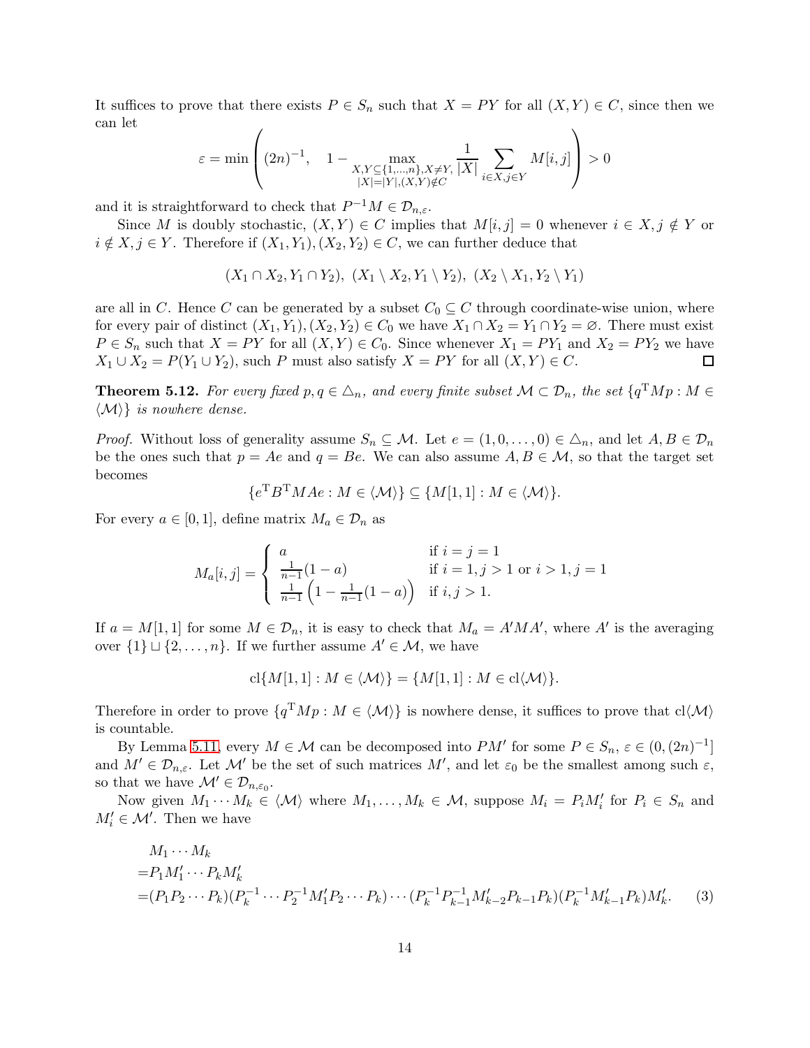It suffices to prove that there exists $P \in S_n$ such that $X = PY$ for all $(X, Y) \in C$, since then we can let

$$\varepsilon = \min\left( (2n)^{-1}, \quad 1 - \max_{\substack{X,Y \subseteq \{1,\ldots,n\}, X \neq Y, \\ |X|=|Y|, (X,Y) \notin C}} \frac{1}{|X|} \sum_{i \in X, j \in Y} M[i,j] \right) > 0$$

and it is straightforward to check that $P^{-1}M \in \mathcal{D}_{n,\varepsilon}$.

Since $M$ is doubly stochastic, $(X, Y) \in C$ implies that $M[i,j] = 0$ whenever $i \in X, j \notin Y$ or $i \notin X, j \in Y$. Therefore if $(X_1, Y_1), (X_2, Y_2) \in C$, we can further deduce that

$$(X_1 \cap X_2, Y_1 \cap Y_2),\ (X_1 \setminus X_2, Y_1 \setminus Y_2),\ (X_2 \setminus X_1, Y_2 \setminus Y_1)$$

are all in $C$. Hence $C$ can be generated by a subset $C_0 \subseteq C$ through coordinate-wise union, where for every pair of distinct $(X_1, Y_1), (X_2, Y_2) \in C_0$ we have $X_1 \cap X_2 = Y_1 \cap Y_2 = \varnothing$. There must exist $P \in S_n$ such that $X = PY$ for all $(X, Y) \in C_0$. Since whenever $X_1 = PY_1$ and $X_2 = PY_2$ we have $X_1 \cup X_2 = P(Y_1 \cup Y_2)$, such $P$ must also satisfy $X = PY$ for all $(X, Y) \in C$. ◻

**Theorem 5.12.** *For every fixed $p, q \in \triangle_n$, and every finite subset $\mathcal{M} \subset \mathcal{D}_n$, the set $\{q^{\mathrm{T}}Mp : M \in \langle \mathcal{M} \rangle\}$ is nowhere dense.*

*Proof.* Without loss of generality assume $S_n \subseteq \mathcal{M}$. Let $e = (1, 0, \ldots, 0) \in \triangle_n$, and let $A, B \in \mathcal{D}_n$ be the ones such that $p = Ae$ and $q = Be$. We can also assume $A, B \in \mathcal{M}$, so that the target set becomes

$$\{e^{\mathrm{T}}B^{\mathrm{T}}MAe : M \in \langle \mathcal{M} \rangle\} \subseteq \{M[1,1] : M \in \langle \mathcal{M} \rangle\}.$$

For every $a \in [0, 1]$, define matrix $M_a \in \mathcal{D}_n$ as

$$M_a[i,j] = \begin{cases} a & \text{if } i = j = 1 \\ \frac{1}{n-1}(1-a) & \text{if } i = 1, j > 1 \text{ or } i > 1, j = 1 \\ \frac{1}{n-1}\left(1 - \frac{1}{n-1}(1-a)\right) & \text{if } i, j > 1. \end{cases}$$

If $a = M[1,1]$ for some $M \in \mathcal{D}_n$, it is easy to check that $M_a = A'MA'$, where $A'$ is the averaging over $\{1\} \sqcup \{2, \ldots, n\}$. If we further assume $A' \in \mathcal{M}$, we have

$$\mathrm{cl}\{M[1,1] : M \in \langle \mathcal{M} \rangle\} = \{M[1,1] : M \in \mathrm{cl}\langle \mathcal{M} \rangle\}.$$

Therefore in order to prove $\{q^{\mathrm{T}}Mp : M \in \langle \mathcal{M} \rangle\}$ is nowhere dense, it suffices to prove that $\mathrm{cl}\langle \mathcal{M} \rangle$ is countable.

By Lemma 5.11, every $M \in \mathcal{M}$ can be decomposed into $PM'$ for some $P \in S_n$, $\varepsilon \in (0, (2n)^{-1}]$ and $M' \in \mathcal{D}_{n,\varepsilon}$. Let $\mathcal{M}'$ be the set of such matrices $M'$, and let $\varepsilon_0$ be the smallest among such $\varepsilon$, so that we have $\mathcal{M}' \in \mathcal{D}_{n,\varepsilon_0}$.

Now given $M_1 \cdots M_k \in \langle \mathcal{M} \rangle$ where $M_1, \ldots, M_k \in \mathcal{M}$, suppose $M_i = P_i M_i'$ for $P_i \in S_n$ and $M_i' \in \mathcal{M}'$. Then we have

$$\begin{aligned} & M_1 \cdots M_k \\ =& P_1 M_1' \cdots P_k M_k' \\ =& (P_1 P_2 \cdots P_k)(P_k^{-1} \cdots P_2^{-1} M_1' P_2 \cdots P_k) \cdots (P_k^{-1} P_{k-1}^{-1} M_{k-2}' P_{k-1} P_k)(P_k^{-1} M_{k-1}' P_k) M_k'. \end{aligned} \tag{3}$$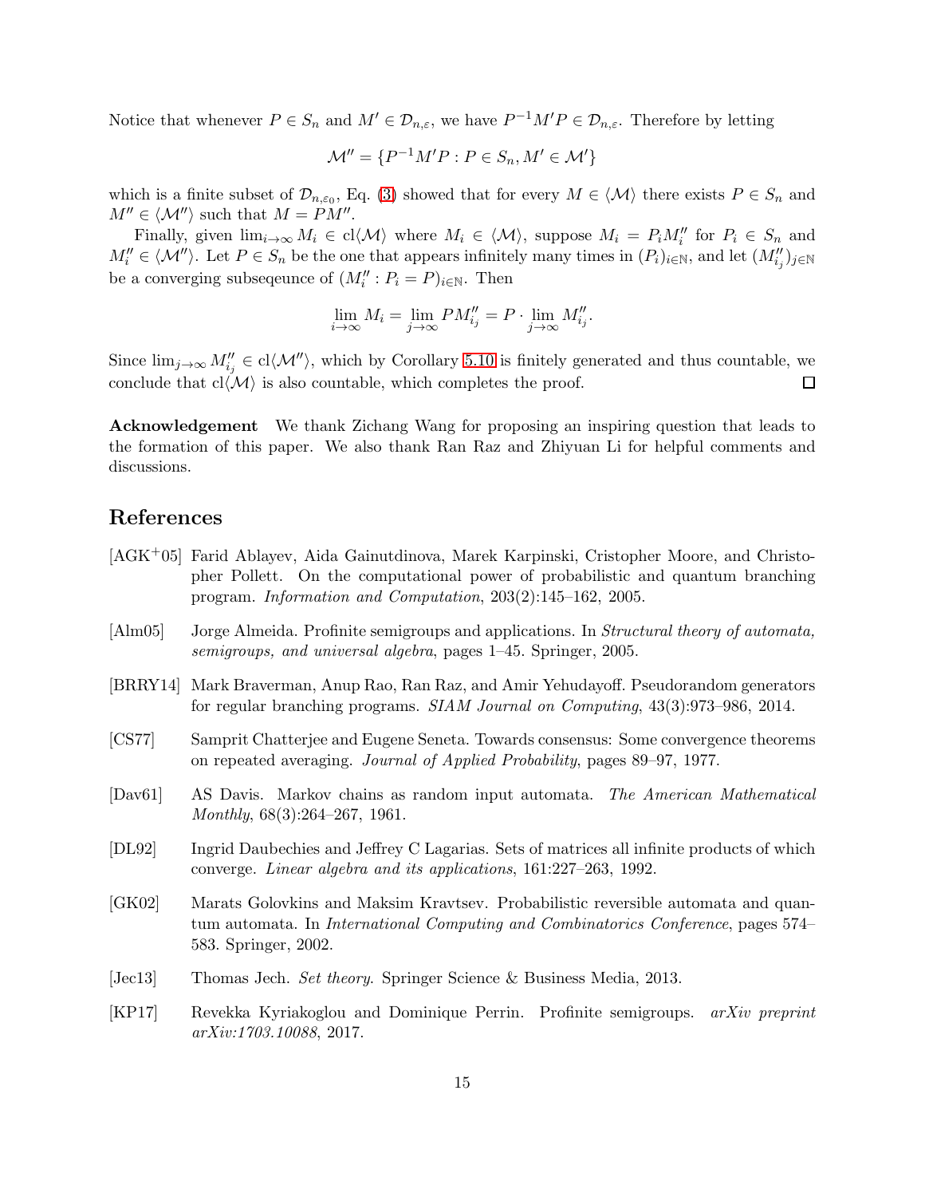Notice that whenever $P \in S_n$ and $M' \in \mathcal{D}_{n,\varepsilon}$, we have $P^{-1}M'P \in \mathcal{D}_{n,\varepsilon}$. Therefore by letting

$$\mathcal{M}'' = \{P^{-1}M'P : P \in S_n, M' \in \mathcal{M}'\}$$

which is a finite subset of $\mathcal{D}_{n,\varepsilon_0}$, Eq. (3) showed that for every $M \in \langle \mathcal{M} \rangle$ there exists $P \in S_n$ and $M'' \in \langle \mathcal{M}'' \rangle$ such that $M = PM''$.

Finally, given $\lim_{i\to\infty} M_i \in \mathrm{cl}\langle \mathcal{M} \rangle$ where $M_i \in \langle \mathcal{M} \rangle$, suppose $M_i = P_i M_i''$ for $P_i \in S_n$ and $M_i'' \in \langle \mathcal{M}'' \rangle$. Let $P \in S_n$ be the one that appears infinitely many times in $(P_i)_{i\in\mathbb{N}}$, and let $(M_{i_j}'')_{j\in\mathbb{N}}$ be a converging subseqeunce of $(M_i'' : P_i = P)_{i\in\mathbb{N}}$. Then

$$\lim_{i\to\infty} M_i = \lim_{j\to\infty} PM_{i_j}'' = P \cdot \lim_{j\to\infty} M_{i_j}''.$$

Since $\lim_{j\to\infty} M_{i_j}'' \in \mathrm{cl}\langle \mathcal{M}'' \rangle$, which by Corollary 5.10 is finitely generated and thus countable, we conclude that $\mathrm{cl}\langle \mathcal{M} \rangle$ is also countable, which completes the proof. $\square$

**Acknowledgement** We thank Zichang Wang for proposing an inspiring question that leads to the formation of this paper. We also thank Ran Raz and Zhiyuan Li for helpful comments and discussions.

## References

[AGK+05] Farid Ablayev, Aida Gainutdinova, Marek Karpinski, Cristopher Moore, and Christopher Pollett. On the computational power of probabilistic and quantum branching program. *Information and Computation*, 203(2):145–162, 2005.

[Alm05] Jorge Almeida. Profinite semigroups and applications. In *Structural theory of automata, semigroups, and universal algebra*, pages 1–45. Springer, 2005.

[BRRY14] Mark Braverman, Anup Rao, Ran Raz, and Amir Yehudayoff. Pseudorandom generators for regular branching programs. *SIAM Journal on Computing*, 43(3):973–986, 2014.

[CS77] Samprit Chatterjee and Eugene Seneta. Towards consensus: Some convergence theorems on repeated averaging. *Journal of Applied Probability*, pages 89–97, 1977.

[Dav61] AS Davis. Markov chains as random input automata. *The American Mathematical Monthly*, 68(3):264–267, 1961.

[DL92] Ingrid Daubechies and Jeffrey C Lagarias. Sets of matrices all infinite products of which converge. *Linear algebra and its applications*, 161:227–263, 1992.

[GK02] Marats Golovkins and Maksim Kravtsev. Probabilistic reversible automata and quantum automata. In *International Computing and Combinatorics Conference*, pages 574–583. Springer, 2002.

[Jec13] Thomas Jech. *Set theory*. Springer Science & Business Media, 2013.

[KP17] Revekka Kyriakoglou and Dominique Perrin. Profinite semigroups. *arXiv preprint arXiv:1703.10088*, 2017.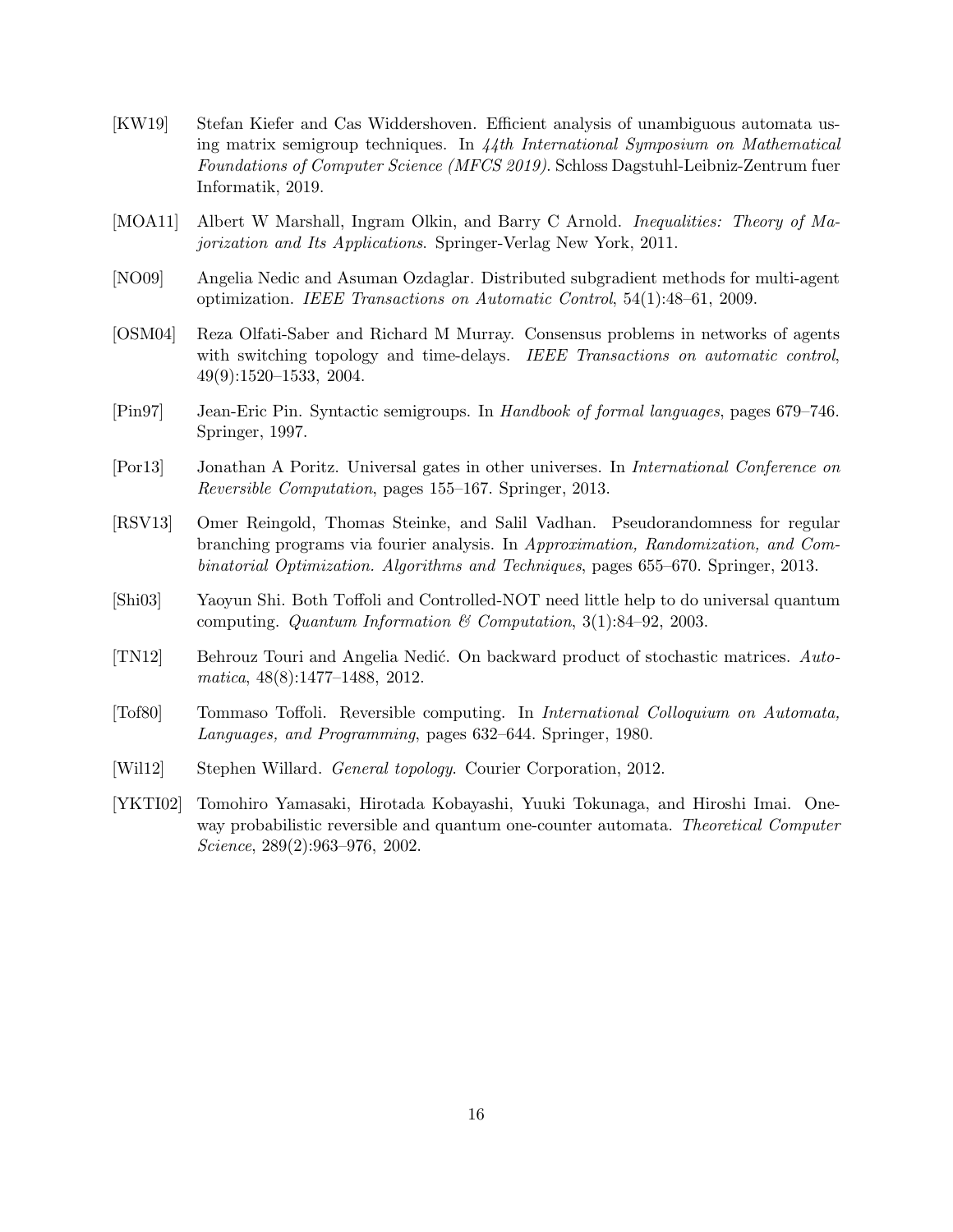[KW19] Stefan Kiefer and Cas Widdershoven. Efficient analysis of unambiguous automata using matrix semigroup techniques. In *44th International Symposium on Mathematical Foundations of Computer Science (MFCS 2019)*. Schloss Dagstuhl-Leibniz-Zentrum fuer Informatik, 2019.

[MOA11] Albert W Marshall, Ingram Olkin, and Barry C Arnold. *Inequalities: Theory of Majorization and Its Applications*. Springer-Verlag New York, 2011.

[NO09] Angelia Nedic and Asuman Ozdaglar. Distributed subgradient methods for multi-agent optimization. *IEEE Transactions on Automatic Control*, 54(1):48–61, 2009.

[OSM04] Reza Olfati-Saber and Richard M Murray. Consensus problems in networks of agents with switching topology and time-delays. *IEEE Transactions on automatic control*, 49(9):1520–1533, 2004.

[Pin97] Jean-Eric Pin. Syntactic semigroups. In *Handbook of formal languages*, pages 679–746. Springer, 1997.

[Por13] Jonathan A Poritz. Universal gates in other universes. In *International Conference on Reversible Computation*, pages 155–167. Springer, 2013.

[RSV13] Omer Reingold, Thomas Steinke, and Salil Vadhan. Pseudorandomness for regular branching programs via fourier analysis. In *Approximation, Randomization, and Combinatorial Optimization. Algorithms and Techniques*, pages 655–670. Springer, 2013.

[Shi03] Yaoyun Shi. Both Toffoli and Controlled-NOT need little help to do universal quantum computing. *Quantum Information & Computation*, 3(1):84–92, 2003.

[TN12] Behrouz Touri and Angelia Nedić. On backward product of stochastic matrices. *Automatica*, 48(8):1477–1488, 2012.

[Tof80] Tommaso Toffoli. Reversible computing. In *International Colloquium on Automata, Languages, and Programming*, pages 632–644. Springer, 1980.

[Wil12] Stephen Willard. *General topology*. Courier Corporation, 2012.

[YKTI02] Tomohiro Yamasaki, Hirotada Kobayashi, Yuuki Tokunaga, and Hiroshi Imai. One-way probabilistic reversible and quantum one-counter automata. *Theoretical Computer Science*, 289(2):963–976, 2002.